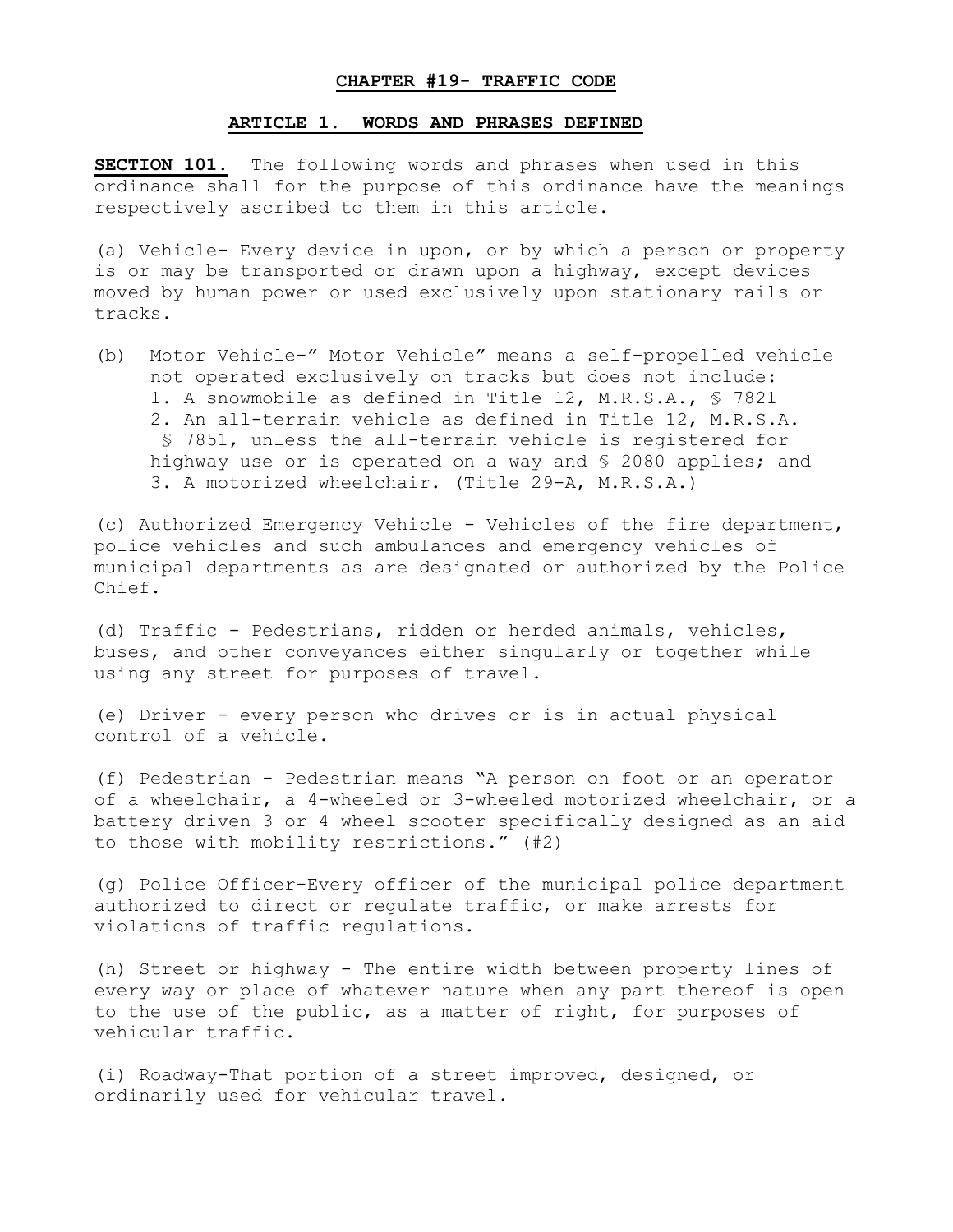# CHAPTER #19- TRAFFIC CODE

## ARTICLE 1. WORDS AND PHRASES DEFINED

**SECTION 101.** The following words and phrases when used in this ordinance shall for the purpose of this ordinance have the meanings respectively ascribed to them in this article.

(a) Vehicle- Every device in upon, or by which a person or property is or may be transported or drawn upon a highway, except devices moved by human power or used exclusively upon stationary rails or tracks.

(b) Motor Vehicle-" Motor Vehicle" means a self-propelled vehicle not operated exclusively on tracks but does not include:
1. A snowmobile as defined in Title 12, M.R.S.A., § 7821
2. An all-terrain vehicle as defined in Title 12, M.R.S.A. § 7851, unless the all-terrain vehicle is registered for highway use or is operated on a way and § 2080 applies; and
3. A motorized wheelchair. (Title 29-A, M.R.S.A.)

(c) Authorized Emergency Vehicle - Vehicles of the fire department, police vehicles and such ambulances and emergency vehicles of municipal departments as are designated or authorized by the Police Chief.

(d) Traffic - Pedestrians, ridden or herded animals, vehicles, buses, and other conveyances either singularly or together while using any street for purposes of travel.

(e) Driver - every person who drives or is in actual physical control of a vehicle.

(f) Pedestrian - Pedestrian means "A person on foot or an operator of a wheelchair, a 4-wheeled or 3-wheeled motorized wheelchair, or a battery driven 3 or 4 wheel scooter specifically designed as an aid to those with mobility restrictions." (#2)

(g) Police Officer-Every officer of the municipal police department authorized to direct or regulate traffic, or make arrests for violations of traffic regulations.

(h) Street or highway - The entire width between property lines of every way or place of whatever nature when any part thereof is open to the use of the public, as a matter of right, for purposes of vehicular traffic.

(i) Roadway-That portion of a street improved, designed, or ordinarily used for vehicular travel.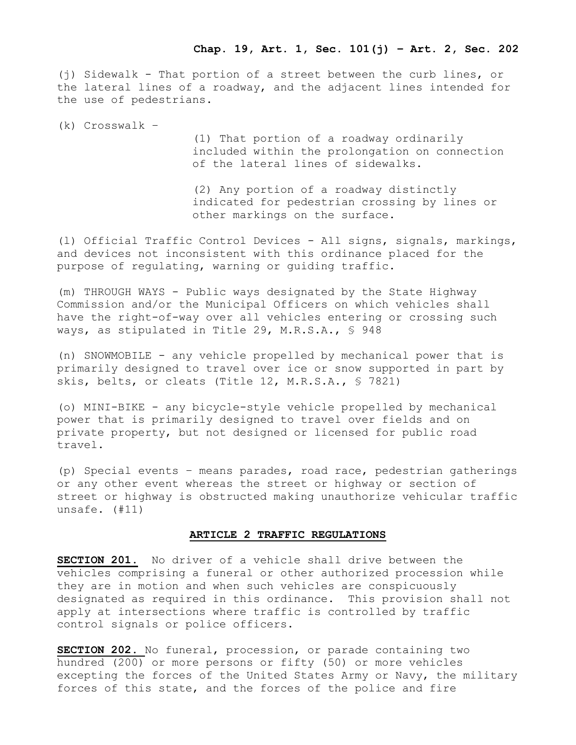(j) Sidewalk - That portion of a street between the curb lines, or the lateral lines of a roadway, and the adjacent lines intended for the use of pedestrians.

(k) Crosswalk –

> (1) That portion of a roadway ordinarily included within the prolongation on connection of the lateral lines of sidewalks.
>
> (2) Any portion of a roadway distinctly indicated for pedestrian crossing by lines or other markings on the surface.

(l) Official Traffic Control Devices - All signs, signals, markings, and devices not inconsistent with this ordinance placed for the purpose of regulating, warning or guiding traffic.

(m) THROUGH WAYS - Public ways designated by the State Highway Commission and/or the Municipal Officers on which vehicles shall have the right-of-way over all vehicles entering or crossing such ways, as stipulated in Title 29, M.R.S.A., § 948

(n) SNOWMOBILE - any vehicle propelled by mechanical power that is primarily designed to travel over ice or snow supported in part by skis, belts, or cleats (Title 12, M.R.S.A., § 7821)

(o) MINI-BIKE - any bicycle-style vehicle propelled by mechanical power that is primarily designed to travel over fields and on private property, but not designed or licensed for public road travel.

(p) Special events – means parades, road race, pedestrian gatherings or any other event whereas the street or highway or section of street or highway is obstructed making unauthorize vehicular traffic unsafe. (#11)

## ARTICLE 2 TRAFFIC REGULATIONS

**SECTION 201.** No driver of a vehicle shall drive between the vehicles comprising a funeral or other authorized procession while they are in motion and when such vehicles are conspicuously designated as required in this ordinance. This provision shall not apply at intersections where traffic is controlled by traffic control signals or police officers.

**SECTION 202.** No funeral, procession, or parade containing two hundred (200) or more persons or fifty (50) or more vehicles excepting the forces of the United States Army or Navy, the military forces of this state, and the forces of the police and fire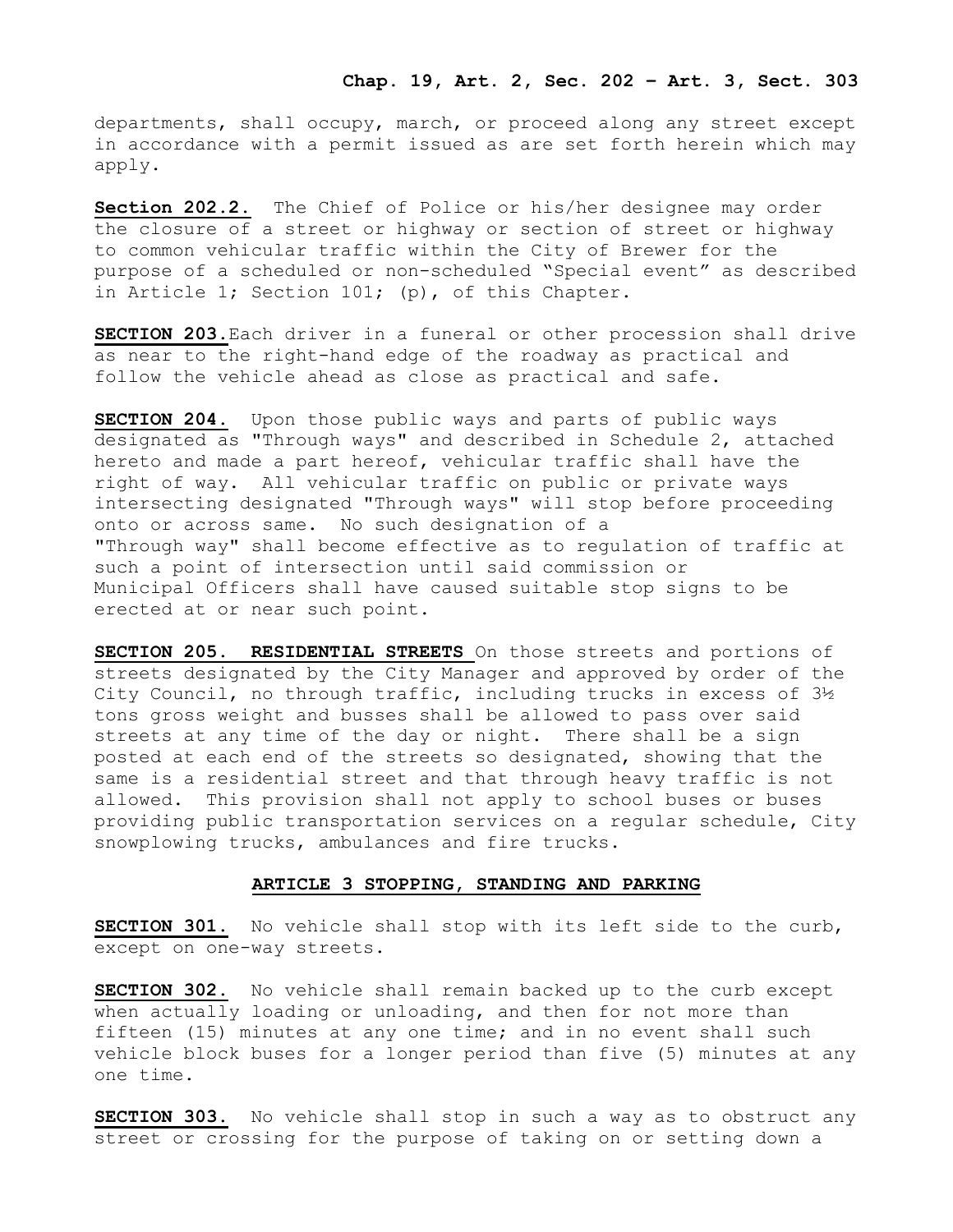departments, shall occupy, march, or proceed along any street except in accordance with a permit issued as are set forth herein which may apply.

**Section 202.2.** The Chief of Police or his/her designee may order the closure of a street or highway or section of street or highway to common vehicular traffic within the City of Brewer for the purpose of a scheduled or non-scheduled "Special event" as described in Article 1; Section 101; (p), of this Chapter.

**SECTION 203.** Each driver in a funeral or other procession shall drive as near to the right-hand edge of the roadway as practical and follow the vehicle ahead as close as practical and safe.

**SECTION 204.** Upon those public ways and parts of public ways designated as "Through ways" and described in Schedule 2, attached hereto and made a part hereof, vehicular traffic shall have the right of way. All vehicular traffic on public or private ways intersecting designated "Through ways" will stop before proceeding onto or across same. No such designation of a "Through way" shall become effective as to regulation of traffic at such a point of intersection until said commission or Municipal Officers shall have caused suitable stop signs to be erected at or near such point.

**SECTION 205. RESIDENTIAL STREETS** On those streets and portions of streets designated by the City Manager and approved by order of the City Council, no through traffic, including trucks in excess of 3½ tons gross weight and busses shall be allowed to pass over said streets at any time of the day or night. There shall be a sign posted at each end of the streets so designated, showing that the same is a residential street and that through heavy traffic is not allowed. This provision shall not apply to school buses or buses providing public transportation services on a regular schedule, City snowplowing trucks, ambulances and fire trucks.

## ARTICLE 3 STOPPING, STANDING AND PARKING

**SECTION 301.** No vehicle shall stop with its left side to the curb, except on one-way streets.

**SECTION 302.** No vehicle shall remain backed up to the curb except when actually loading or unloading, and then for not more than fifteen (15) minutes at any one time; and in no event shall such vehicle block buses for a longer period than five (5) minutes at any one time.

**SECTION 303.** No vehicle shall stop in such a way as to obstruct any street or crossing for the purpose of taking on or setting down a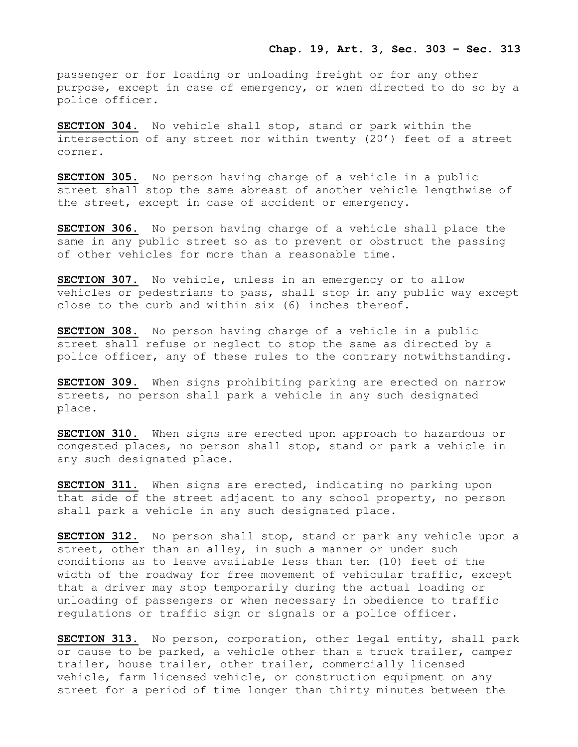passenger or for loading or unloading freight or for any other purpose, except in case of emergency, or when directed to do so by a police officer.

**SECTION 304.** No vehicle shall stop, stand or park within the intersection of any street nor within twenty (20') feet of a street corner.

**SECTION 305.** No person having charge of a vehicle in a public street shall stop the same abreast of another vehicle lengthwise of the street, except in case of accident or emergency.

**SECTION 306.** No person having charge of a vehicle shall place the same in any public street so as to prevent or obstruct the passing of other vehicles for more than a reasonable time.

**SECTION 307.** No vehicle, unless in an emergency or to allow vehicles or pedestrians to pass, shall stop in any public way except close to the curb and within six (6) inches thereof.

**SECTION 308.** No person having charge of a vehicle in a public street shall refuse or neglect to stop the same as directed by a police officer, any of these rules to the contrary notwithstanding.

**SECTION 309.** When signs prohibiting parking are erected on narrow streets, no person shall park a vehicle in any such designated place.

**SECTION 310.** When signs are erected upon approach to hazardous or congested places, no person shall stop, stand or park a vehicle in any such designated place.

**SECTION 311.** When signs are erected, indicating no parking upon that side of the street adjacent to any school property, no person shall park a vehicle in any such designated place.

**SECTION 312.** No person shall stop, stand or park any vehicle upon a street, other than an alley, in such a manner or under such conditions as to leave available less than ten (10) feet of the width of the roadway for free movement of vehicular traffic, except that a driver may stop temporarily during the actual loading or unloading of passengers or when necessary in obedience to traffic regulations or traffic sign or signals or a police officer.

**SECTION 313.** No person, corporation, other legal entity, shall park or cause to be parked, a vehicle other than a truck trailer, camper trailer, house trailer, other trailer, commercially licensed vehicle, farm licensed vehicle, or construction equipment on any street for a period of time longer than thirty minutes between the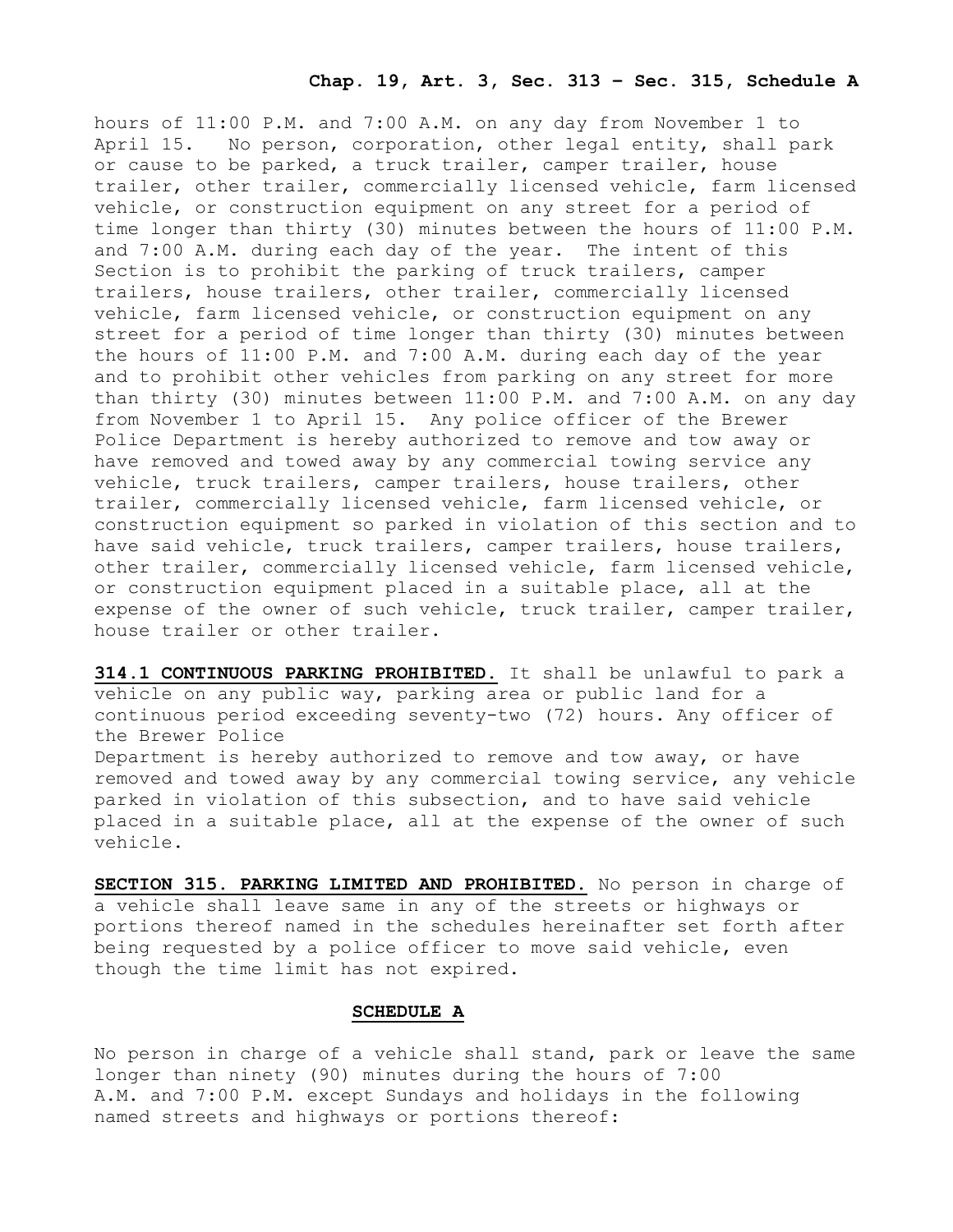hours of 11:00 P.M. and 7:00 A.M. on any day from November 1 to April 15. No person, corporation, other legal entity, shall park or cause to be parked, a truck trailer, camper trailer, house trailer, other trailer, commercially licensed vehicle, farm licensed vehicle, or construction equipment on any street for a period of time longer than thirty (30) minutes between the hours of 11:00 P.M. and 7:00 A.M. during each day of the year. The intent of this Section is to prohibit the parking of truck trailers, camper trailers, house trailers, other trailer, commercially licensed vehicle, farm licensed vehicle, or construction equipment on any street for a period of time longer than thirty (30) minutes between the hours of 11:00 P.M. and 7:00 A.M. during each day of the year and to prohibit other vehicles from parking on any street for more than thirty (30) minutes between 11:00 P.M. and 7:00 A.M. on any day from November 1 to April 15. Any police officer of the Brewer Police Department is hereby authorized to remove and tow away or have removed and towed away by any commercial towing service any vehicle, truck trailers, camper trailers, house trailers, other trailer, commercially licensed vehicle, farm licensed vehicle, or construction equipment so parked in violation of this section and to have said vehicle, truck trailers, camper trailers, house trailers, other trailer, commercially licensed vehicle, farm licensed vehicle, or construction equipment placed in a suitable place, all at the expense of the owner of such vehicle, truck trailer, camper trailer, house trailer or other trailer.

**314.1 CONTINUOUS PARKING PROHIBITED.** It shall be unlawful to park a vehicle on any public way, parking area or public land for a continuous period exceeding seventy-two (72) hours. Any officer of the Brewer Police Department is hereby authorized to remove and tow away, or have removed and towed away by any commercial towing service, any vehicle parked in violation of this subsection, and to have said vehicle placed in a suitable place, all at the expense of the owner of such vehicle.

**SECTION 315. PARKING LIMITED AND PROHIBITED.** No person in charge of a vehicle shall leave same in any of the streets or highways or portions thereof named in the schedules hereinafter set forth after being requested by a police officer to move said vehicle, even though the time limit has not expired.

**SCHEDULE A**

No person in charge of a vehicle shall stand, park or leave the same longer than ninety (90) minutes during the hours of 7:00 A.M. and 7:00 P.M. except Sundays and holidays in the following named streets and highways or portions thereof: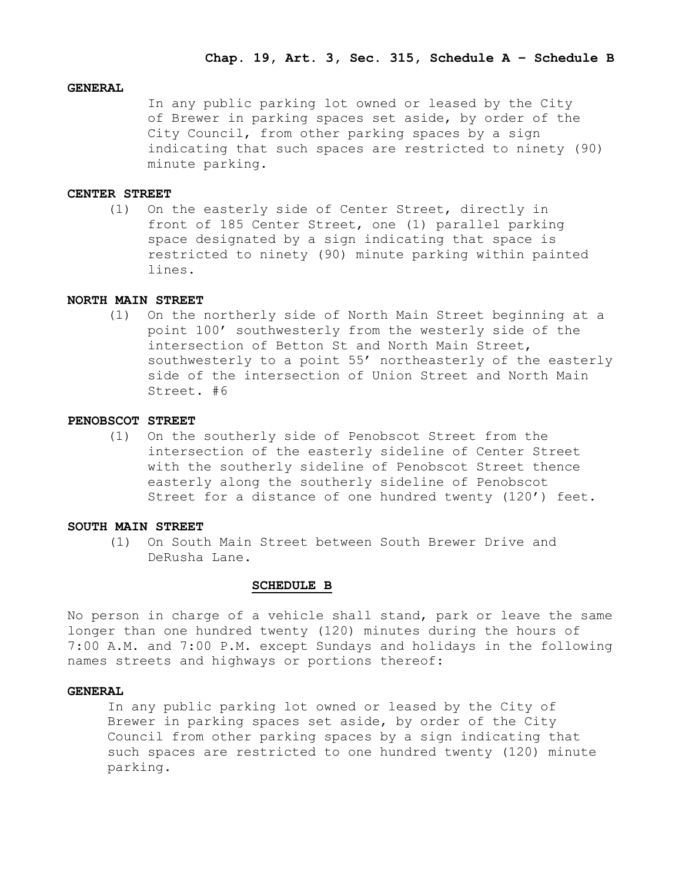**GENERAL**

In any public parking lot owned or leased by the City of Brewer in parking spaces set aside, by order of the City Council, from other parking spaces by a sign indicating that such spaces are restricted to ninety (90) minute parking.

**CENTER STREET**

(1) On the easterly side of Center Street, directly in front of 185 Center Street, one (1) parallel parking space designated by a sign indicating that space is restricted to ninety (90) minute parking within painted lines.

**NORTH MAIN STREET**

(1) On the northerly side of North Main Street beginning at a point 100' southwesterly from the westerly side of the intersection of Betton St and North Main Street, southwesterly to a point 55' northeasterly of the easterly side of the intersection of Union Street and North Main Street. #6

**PENOBSCOT STREET**

(1) On the southerly side of Penobscot Street from the intersection of the easterly sideline of Center Street with the southerly sideline of Penobscot Street thence easterly along the southerly sideline of Penobscot Street for a distance of one hundred twenty (120') feet.

**SOUTH MAIN STREET**

(1) On South Main Street between South Brewer Drive and DeRusha Lane.

## SCHEDULE B

No person in charge of a vehicle shall stand, park or leave the same longer than one hundred twenty (120) minutes during the hours of 7:00 A.M. and 7:00 P.M. except Sundays and holidays in the following names streets and highways or portions thereof:

**GENERAL**

In any public parking lot owned or leased by the City of Brewer in parking spaces set aside, by order of the City Council from other parking spaces by a sign indicating that such spaces are restricted to one hundred twenty (120) minute parking.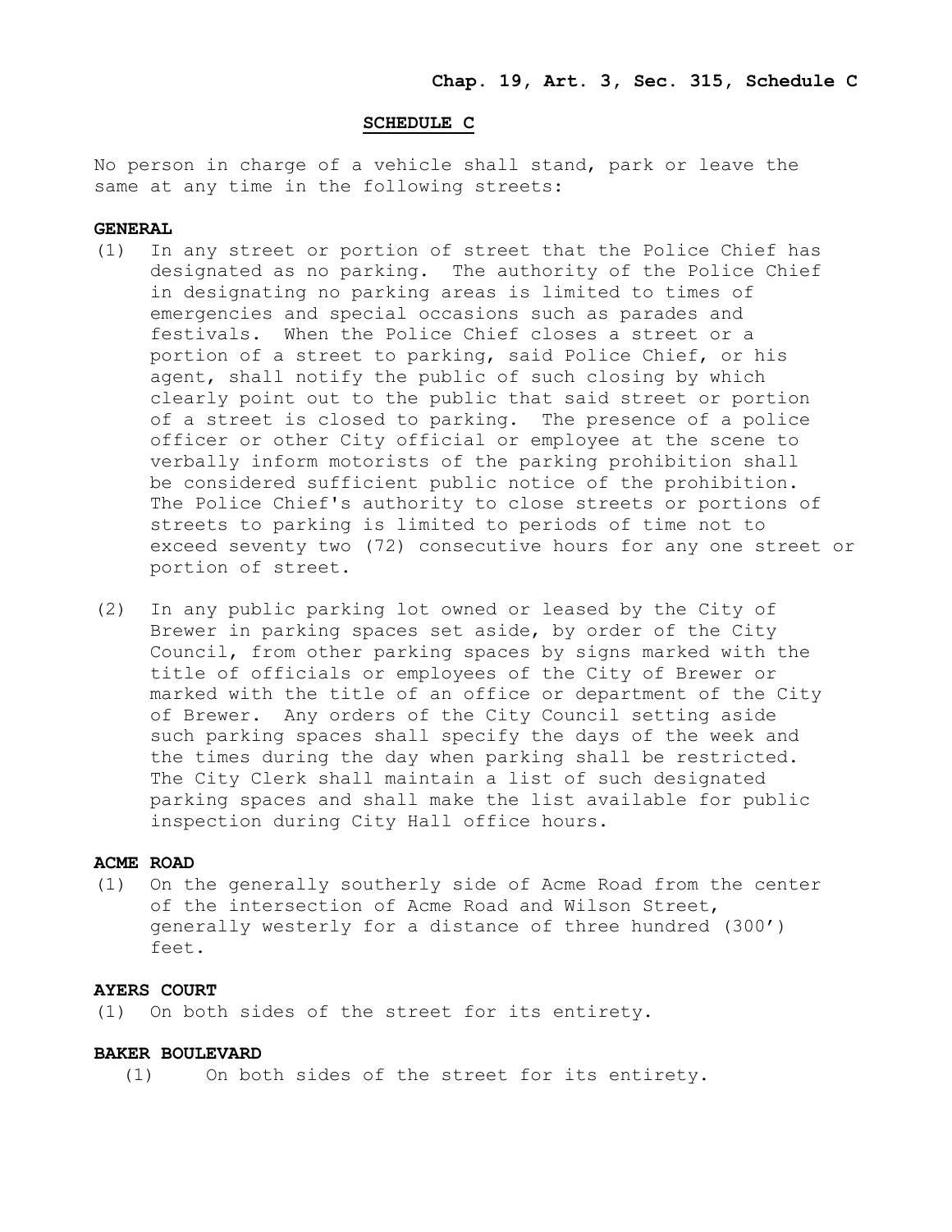## SCHEDULE C

No person in charge of a vehicle shall stand, park or leave the same at any time in the following streets:

**GENERAL**

(1) In any street or portion of street that the Police Chief has designated as no parking. The authority of the Police Chief in designating no parking areas is limited to times of emergencies and special occasions such as parades and festivals. When the Police Chief closes a street or a portion of a street to parking, said Police Chief, or his agent, shall notify the public of such closing by which clearly point out to the public that said street or portion of a street is closed to parking. The presence of a police officer or other City official or employee at the scene to verbally inform motorists of the parking prohibition shall be considered sufficient public notice of the prohibition. The Police Chief's authority to close streets or portions of streets to parking is limited to periods of time not to exceed seventy two (72) consecutive hours for any one street or portion of street.

(2) In any public parking lot owned or leased by the City of Brewer in parking spaces set aside, by order of the City Council, from other parking spaces by signs marked with the title of officials or employees of the City of Brewer or marked with the title of an office or department of the City of Brewer. Any orders of the City Council setting aside such parking spaces shall specify the days of the week and the times during the day when parking shall be restricted. The City Clerk shall maintain a list of such designated parking spaces and shall make the list available for public inspection during City Hall office hours.

**ACME ROAD**

(1) On the generally southerly side of Acme Road from the center of the intersection of Acme Road and Wilson Street, generally westerly for a distance of three hundred (300') feet.

**AYERS COURT**

(1) On both sides of the street for its entirety.

**BAKER BOULEVARD**

(1) On both sides of the street for its entirety.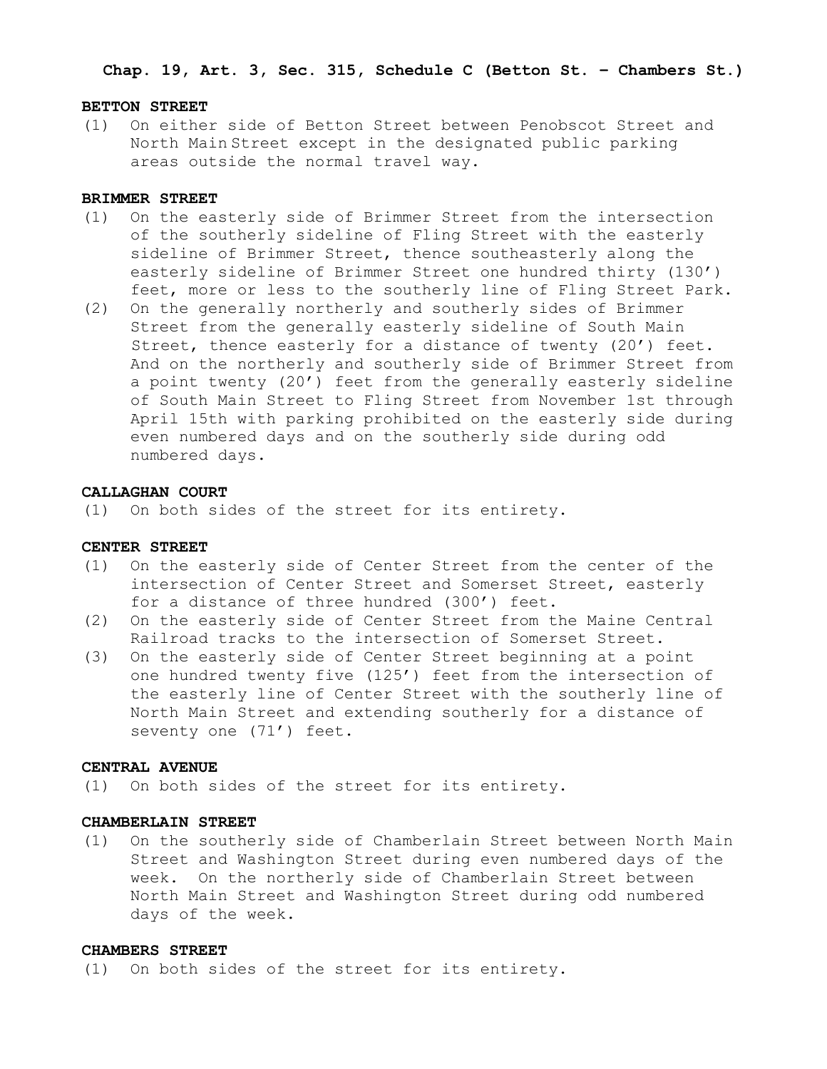**Chap. 19, Art. 3, Sec. 315, Schedule C (Betton St. – Chambers St.)**

**BETTON STREET**

(1) On either side of Betton Street between Penobscot Street and North Main Street except in the designated public parking areas outside the normal travel way.

**BRIMMER STREET**

(1) On the easterly side of Brimmer Street from the intersection of the southerly sideline of Fling Street with the easterly sideline of Brimmer Street, thence southeasterly along the easterly sideline of Brimmer Street one hundred thirty (130') feet, more or less to the southerly line of Fling Street Park.

(2) On the generally northerly and southerly sides of Brimmer Street from the generally easterly sideline of South Main Street, thence easterly for a distance of twenty (20') feet. And on the northerly and southerly side of Brimmer Street from a point twenty (20') feet from the generally easterly sideline of South Main Street to Fling Street from November 1st through April 15th with parking prohibited on the easterly side during even numbered days and on the southerly side during odd numbered days.

**CALLAGHAN COURT**

(1) On both sides of the street for its entirety.

**CENTER STREET**

(1) On the easterly side of Center Street from the center of the intersection of Center Street and Somerset Street, easterly for a distance of three hundred (300') feet.

(2) On the easterly side of Center Street from the Maine Central Railroad tracks to the intersection of Somerset Street.

(3) On the easterly side of Center Street beginning at a point one hundred twenty five (125') feet from the intersection of the easterly line of Center Street with the southerly line of North Main Street and extending southerly for a distance of seventy one (71') feet.

**CENTRAL AVENUE**

(1) On both sides of the street for its entirety.

**CHAMBERLAIN STREET**

(1) On the southerly side of Chamberlain Street between North Main Street and Washington Street during even numbered days of the week. On the northerly side of Chamberlain Street between North Main Street and Washington Street during odd numbered days of the week.

**CHAMBERS STREET**

(1) On both sides of the street for its entirety.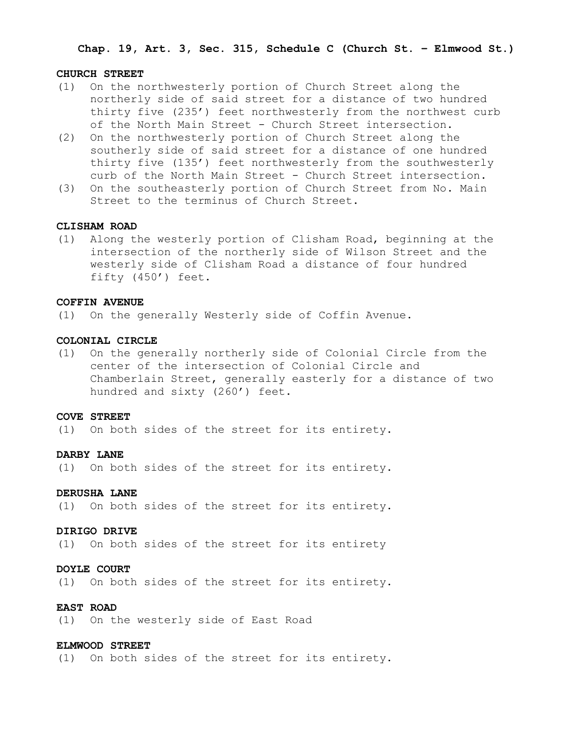**Chap. 19, Art. 3, Sec. 315, Schedule C (Church St. – Elmwood St.)**

**CHURCH STREET**

(1) On the northwesterly portion of Church Street along the northerly side of said street for a distance of two hundred thirty five (235') feet northwesterly from the northwest curb of the North Main Street - Church Street intersection.

(2) On the northwesterly portion of Church Street along the southerly side of said street for a distance of one hundred thirty five (135') feet northwesterly from the southwesterly curb of the North Main Street - Church Street intersection.

(3) On the southeasterly portion of Church Street from No. Main Street to the terminus of Church Street.

**CLISHAM ROAD**

(1) Along the westerly portion of Clisham Road, beginning at the intersection of the northerly side of Wilson Street and the westerly side of Clisham Road a distance of four hundred fifty (450') feet.

**COFFIN AVENUE**

(1) On the generally Westerly side of Coffin Avenue.

**COLONIAL CIRCLE**

(1) On the generally northerly side of Colonial Circle from the center of the intersection of Colonial Circle and Chamberlain Street, generally easterly for a distance of two hundred and sixty (260') feet.

**COVE STREET**

(1) On both sides of the street for its entirety.

**DARBY LANE**

(1) On both sides of the street for its entirety.

**DERUSHA LANE**

(1) On both sides of the street for its entirety.

**DIRIGO DRIVE**

(1) On both sides of the street for its entirety

**DOYLE COURT**

(1) On both sides of the street for its entirety.

**EAST ROAD**

(1) On the westerly side of East Road

**ELMWOOD STREET**

(1) On both sides of the street for its entirety.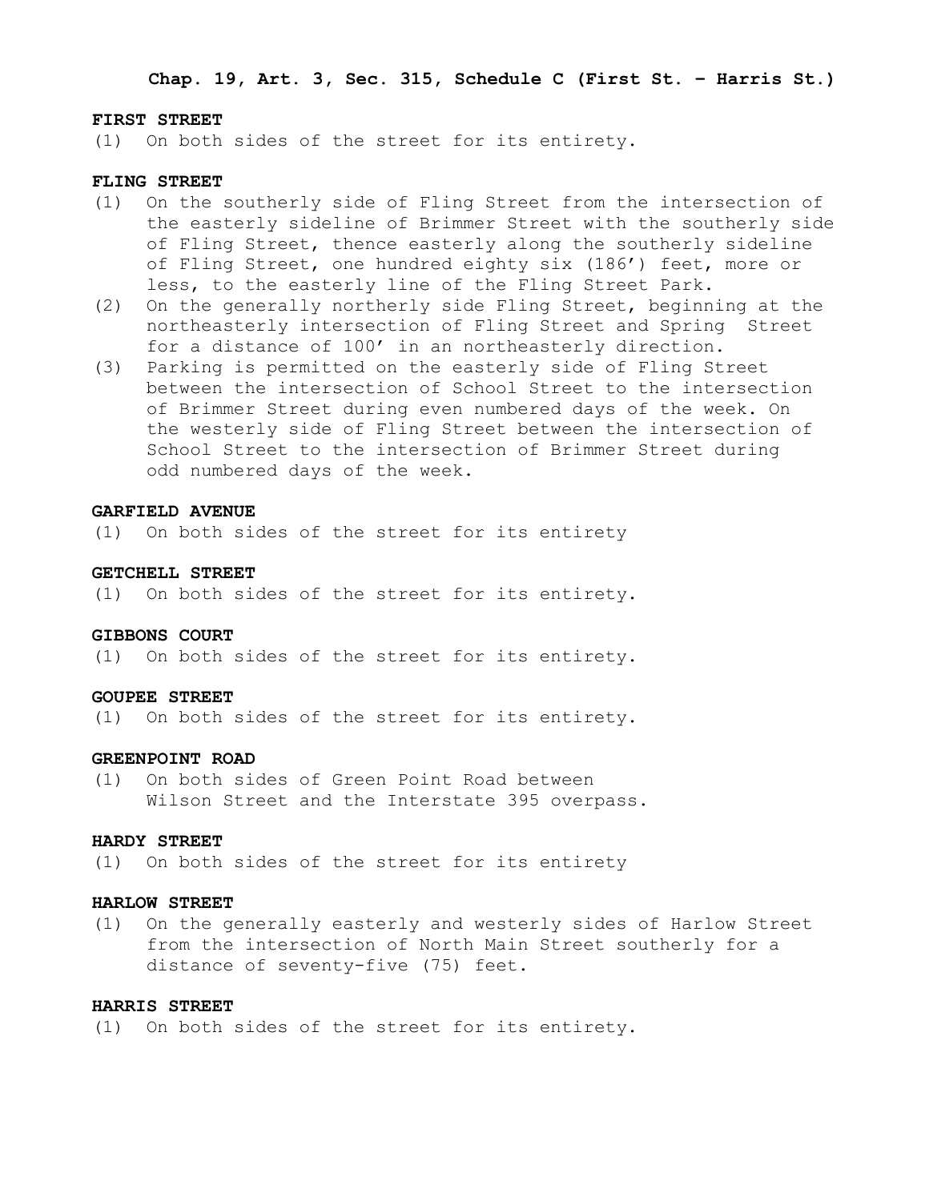**Chap. 19, Art. 3, Sec. 315, Schedule C (First St. – Harris St.)**

**FIRST STREET**

(1) On both sides of the street for its entirety.

**FLING STREET**

(1) On the southerly side of Fling Street from the intersection of the easterly sideline of Brimmer Street with the southerly side of Fling Street, thence easterly along the southerly sideline of Fling Street, one hundred eighty six (186') feet, more or less, to the easterly line of the Fling Street Park.
(2) On the generally northerly side Fling Street, beginning at the northeasterly intersection of Fling Street and Spring Street for a distance of 100' in an northeasterly direction.
(3) Parking is permitted on the easterly side of Fling Street between the intersection of School Street to the intersection of Brimmer Street during even numbered days of the week. On the westerly side of Fling Street between the intersection of School Street to the intersection of Brimmer Street during odd numbered days of the week.

**GARFIELD AVENUE**

(1) On both sides of the street for its entirety

**GETCHELL STREET**

(1) On both sides of the street for its entirety.

**GIBBONS COURT**

(1) On both sides of the street for its entirety.

**GOUPEE STREET**

(1) On both sides of the street for its entirety.

**GREENPOINT ROAD**

(1) On both sides of Green Point Road between Wilson Street and the Interstate 395 overpass.

**HARDY STREET**

(1) On both sides of the street for its entirety

**HARLOW STREET**

(1) On the generally easterly and westerly sides of Harlow Street from the intersection of North Main Street southerly for a distance of seventy-five (75) feet.

**HARRIS STREET**

(1) On both sides of the street for its entirety.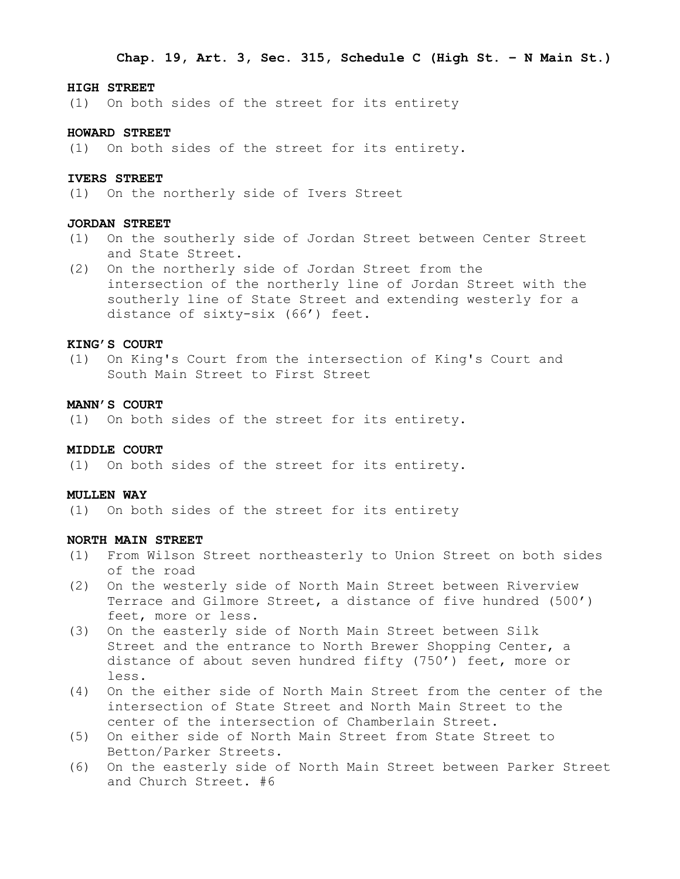**Chap. 19, Art. 3, Sec. 315, Schedule C (High St. – N Main St.)**

**HIGH STREET**

(1) On both sides of the street for its entirety

**HOWARD STREET**

(1) On both sides of the street for its entirety.

**IVERS STREET**

(1) On the northerly side of Ivers Street

**JORDAN STREET**

(1) On the southerly side of Jordan Street between Center Street and State Street.
(2) On the northerly side of Jordan Street from the intersection of the northerly line of Jordan Street with the southerly line of State Street and extending westerly for a distance of sixty-six (66’) feet.

**KING’S COURT**

(1) On King's Court from the intersection of King's Court and South Main Street to First Street

**MANN’S COURT**

(1) On both sides of the street for its entirety.

**MIDDLE COURT**

(1) On both sides of the street for its entirety.

**MULLEN WAY**

(1) On both sides of the street for its entirety

**NORTH MAIN STREET**

(1) From Wilson Street northeasterly to Union Street on both sides of the road
(2) On the westerly side of North Main Street between Riverview Terrace and Gilmore Street, a distance of five hundred (500’) feet, more or less.
(3) On the easterly side of North Main Street between Silk Street and the entrance to North Brewer Shopping Center, a distance of about seven hundred fifty (750’) feet, more or less.
(4) On the either side of North Main Street from the center of the intersection of State Street and North Main Street to the center of the intersection of Chamberlain Street.
(5) On either side of North Main Street from State Street to Betton/Parker Streets.
(6) On the easterly side of North Main Street between Parker Street and Church Street. #6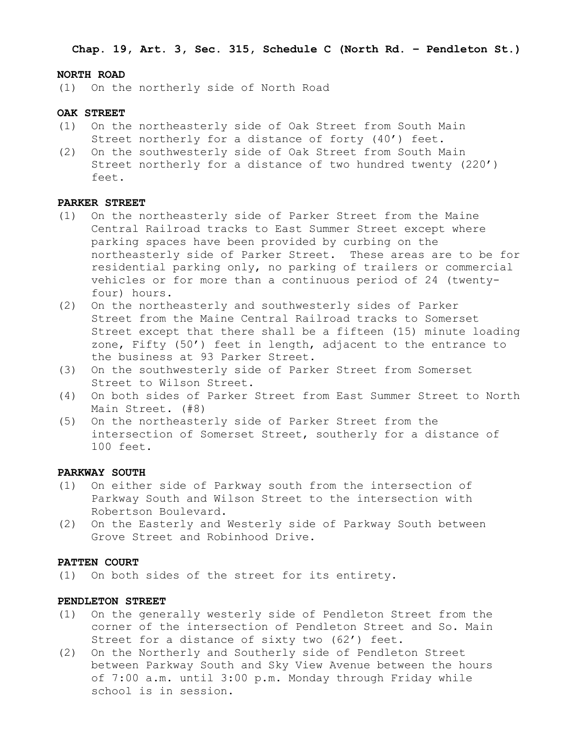**Chap. 19, Art. 3, Sec. 315, Schedule C (North Rd. – Pendleton St.)**

**NORTH ROAD**

(1) On the northerly side of North Road

**OAK STREET**

(1) On the northeasterly side of Oak Street from South Main Street northerly for a distance of forty (40’) feet.
(2) On the southwesterly side of Oak Street from South Main Street northerly for a distance of two hundred twenty (220’) feet.

**PARKER STREET**

(1) On the northeasterly side of Parker Street from the Maine Central Railroad tracks to East Summer Street except where parking spaces have been provided by curbing on the northeasterly side of Parker Street. These areas are to be for residential parking only, no parking of trailers or commercial vehicles or for more than a continuous period of 24 (twenty-four) hours.
(2) On the northeasterly and southwesterly sides of Parker Street from the Maine Central Railroad tracks to Somerset Street except that there shall be a fifteen (15) minute loading zone, Fifty (50’) feet in length, adjacent to the entrance to the business at 93 Parker Street.
(3) On the southwesterly side of Parker Street from Somerset Street to Wilson Street.
(4) On both sides of Parker Street from East Summer Street to North Main Street. (#8)
(5) On the northeasterly side of Parker Street from the intersection of Somerset Street, southerly for a distance of 100 feet.

**PARKWAY SOUTH**

(1) On either side of Parkway south from the intersection of Parkway South and Wilson Street to the intersection with Robertson Boulevard.
(2) On the Easterly and Westerly side of Parkway South between Grove Street and Robinhood Drive.

**PATTEN COURT**

(1) On both sides of the street for its entirety.

**PENDLETON STREET**

(1) On the generally westerly side of Pendleton Street from the corner of the intersection of Pendleton Street and So. Main Street for a distance of sixty two (62’) feet.
(2) On the Northerly and Southerly side of Pendleton Street between Parkway South and Sky View Avenue between the hours of 7:00 a.m. until 3:00 p.m. Monday through Friday while school is in session.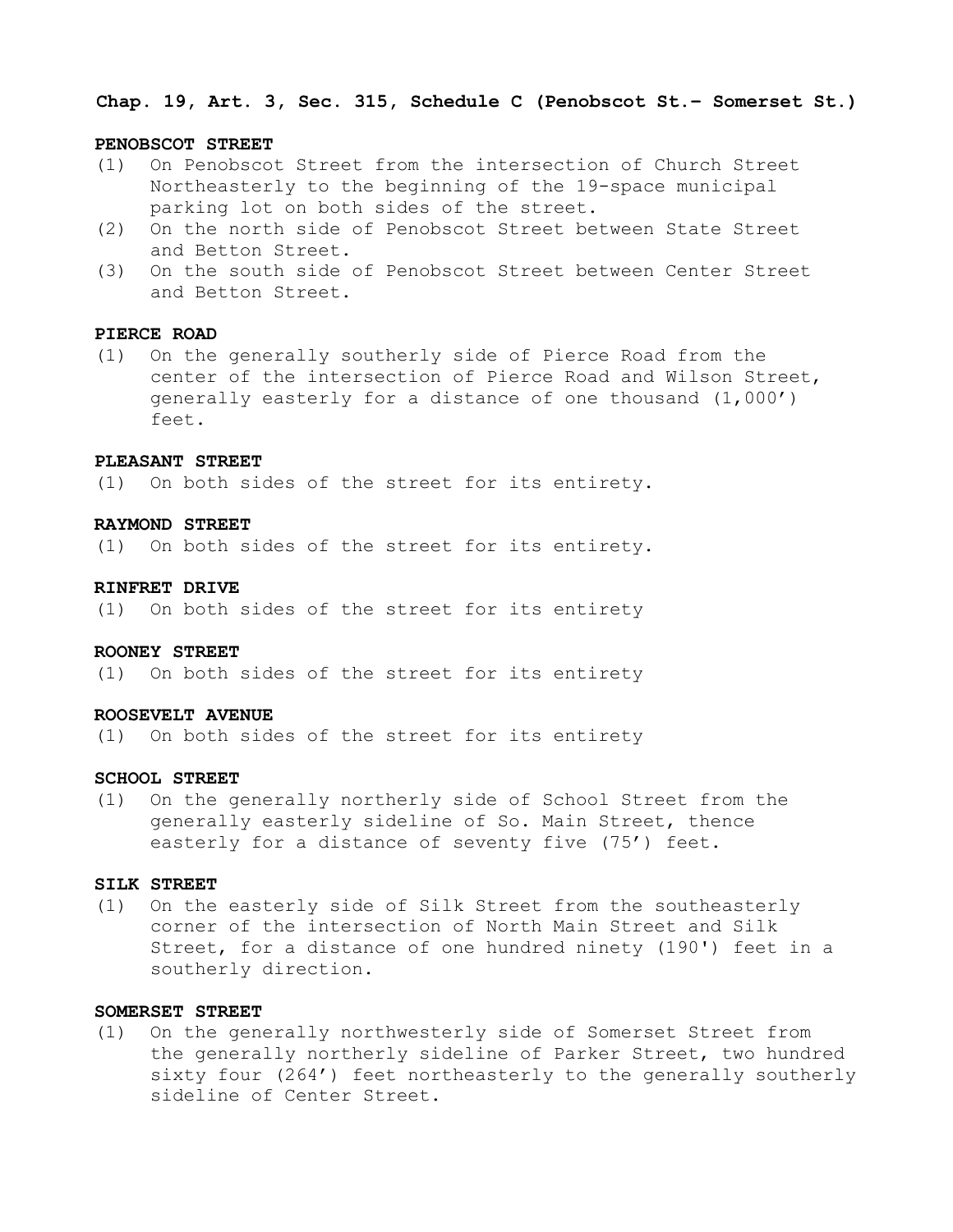**Chap. 19, Art. 3, Sec. 315, Schedule C (Penobscot St.– Somerset St.)**

**PENOBSCOT STREET**

(1) On Penobscot Street from the intersection of Church Street Northeasterly to the beginning of the 19-space municipal parking lot on both sides of the street.
(2) On the north side of Penobscot Street between State Street and Betton Street.
(3) On the south side of Penobscot Street between Center Street and Betton Street.

**PIERCE ROAD**

(1) On the generally southerly side of Pierce Road from the center of the intersection of Pierce Road and Wilson Street, generally easterly for a distance of one thousand (1,000’) feet.

**PLEASANT STREET**

(1) On both sides of the street for its entirety.

**RAYMOND STREET**

(1) On both sides of the street for its entirety.

**RINFRET DRIVE**

(1) On both sides of the street for its entirety

**ROONEY STREET**

(1) On both sides of the street for its entirety

**ROOSEVELT AVENUE**

(1) On both sides of the street for its entirety

**SCHOOL STREET**

(1) On the generally northerly side of School Street from the generally easterly sideline of So. Main Street, thence easterly for a distance of seventy five (75’) feet.

**SILK STREET**

(1) On the easterly side of Silk Street from the southeasterly corner of the intersection of North Main Street and Silk Street, for a distance of one hundred ninety (190') feet in a southerly direction.

**SOMERSET STREET**

(1) On the generally northwesterly side of Somerset Street from the generally northerly sideline of Parker Street, two hundred sixty four (264’) feet northeasterly to the generally southerly sideline of Center Street.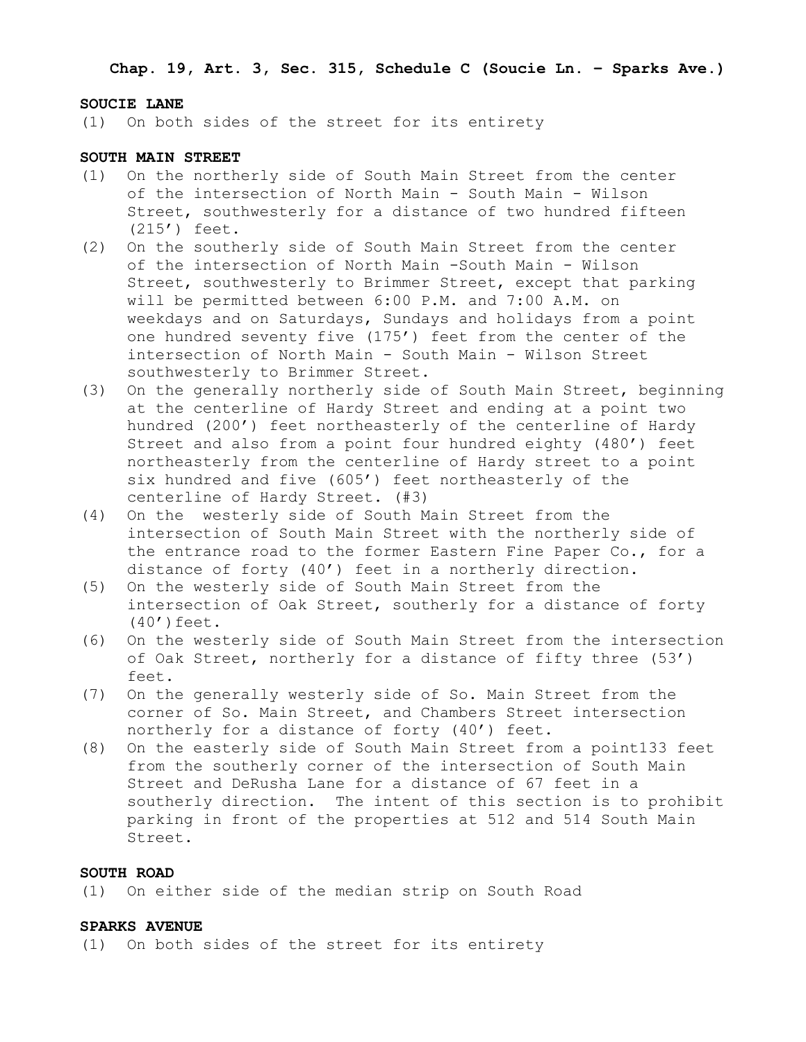**Chap. 19, Art. 3, Sec. 315, Schedule C (Soucie Ln. – Sparks Ave.)**

**SOUCIE LANE**

(1) On both sides of the street for its entirety

**SOUTH MAIN STREET**

(1) On the northerly side of South Main Street from the center of the intersection of North Main - South Main - Wilson Street, southwesterly for a distance of two hundred fifteen (215') feet.

(2) On the southerly side of South Main Street from the center of the intersection of North Main -South Main - Wilson Street, southwesterly to Brimmer Street, except that parking will be permitted between 6:00 P.M. and 7:00 A.M. on weekdays and on Saturdays, Sundays and holidays from a point one hundred seventy five (175') feet from the center of the intersection of North Main - South Main - Wilson Street southwesterly to Brimmer Street.

(3) On the generally northerly side of South Main Street, beginning at the centerline of Hardy Street and ending at a point two hundred (200') feet northeasterly of the centerline of Hardy Street and also from a point four hundred eighty (480') feet northeasterly from the centerline of Hardy street to a point six hundred and five (605') feet northeasterly of the centerline of Hardy Street. (#3)

(4) On the westerly side of South Main Street from the intersection of South Main Street with the northerly side of the entrance road to the former Eastern Fine Paper Co., for a distance of forty (40') feet in a northerly direction.

(5) On the westerly side of South Main Street from the intersection of Oak Street, southerly for a distance of forty (40')feet.

(6) On the westerly side of South Main Street from the intersection of Oak Street, northerly for a distance of fifty three (53') feet.

(7) On the generally westerly side of So. Main Street from the corner of So. Main Street, and Chambers Street intersection northerly for a distance of forty (40') feet.

(8) On the easterly side of South Main Street from a point133 feet from the southerly corner of the intersection of South Main Street and DeRusha Lane for a distance of 67 feet in a southerly direction. The intent of this section is to prohibit parking in front of the properties at 512 and 514 South Main Street.

**SOUTH ROAD**

(1) On either side of the median strip on South Road

**SPARKS AVENUE**

(1) On both sides of the street for its entirety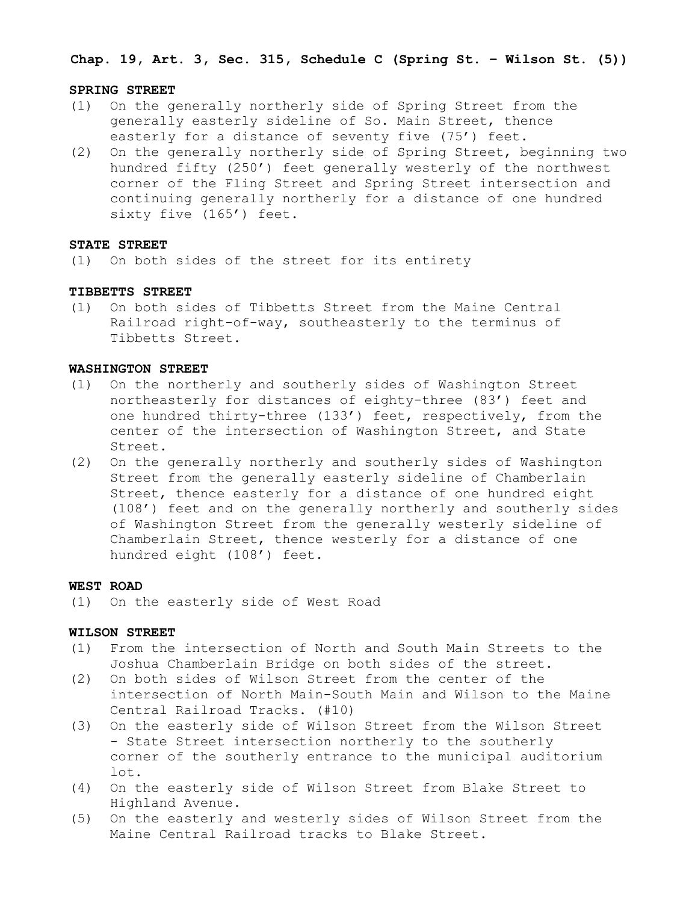**Chap. 19, Art. 3, Sec. 315, Schedule C (Spring St. – Wilson St. (5))**

**SPRING STREET**

(1) On the generally northerly side of Spring Street from the generally easterly sideline of So. Main Street, thence easterly for a distance of seventy five (75') feet.

(2) On the generally northerly side of Spring Street, beginning two hundred fifty (250') feet generally westerly of the northwest corner of the Fling Street and Spring Street intersection and continuing generally northerly for a distance of one hundred sixty five (165') feet.

**STATE STREET**

(1) On both sides of the street for its entirety

**TIBBETTS STREET**

(1) On both sides of Tibbetts Street from the Maine Central Railroad right-of-way, southeasterly to the terminus of Tibbetts Street.

**WASHINGTON STREET**

(1) On the northerly and southerly sides of Washington Street northeasterly for distances of eighty-three (83') feet and one hundred thirty-three (133') feet, respectively, from the center of the intersection of Washington Street, and State Street.

(2) On the generally northerly and southerly sides of Washington Street from the generally easterly sideline of Chamberlain Street, thence easterly for a distance of one hundred eight (108') feet and on the generally northerly and southerly sides of Washington Street from the generally westerly sideline of Chamberlain Street, thence westerly for a distance of one hundred eight (108') feet.

**WEST ROAD**

(1) On the easterly side of West Road

**WILSON STREET**

(1) From the intersection of North and South Main Streets to the Joshua Chamberlain Bridge on both sides of the street.

(2) On both sides of Wilson Street from the center of the intersection of North Main-South Main and Wilson to the Maine Central Railroad Tracks. (#10)

(3) On the easterly side of Wilson Street from the Wilson Street - State Street intersection northerly to the southerly corner of the southerly entrance to the municipal auditorium lot.

(4) On the easterly side of Wilson Street from Blake Street to Highland Avenue.

(5) On the easterly and westerly sides of Wilson Street from the Maine Central Railroad tracks to Blake Street.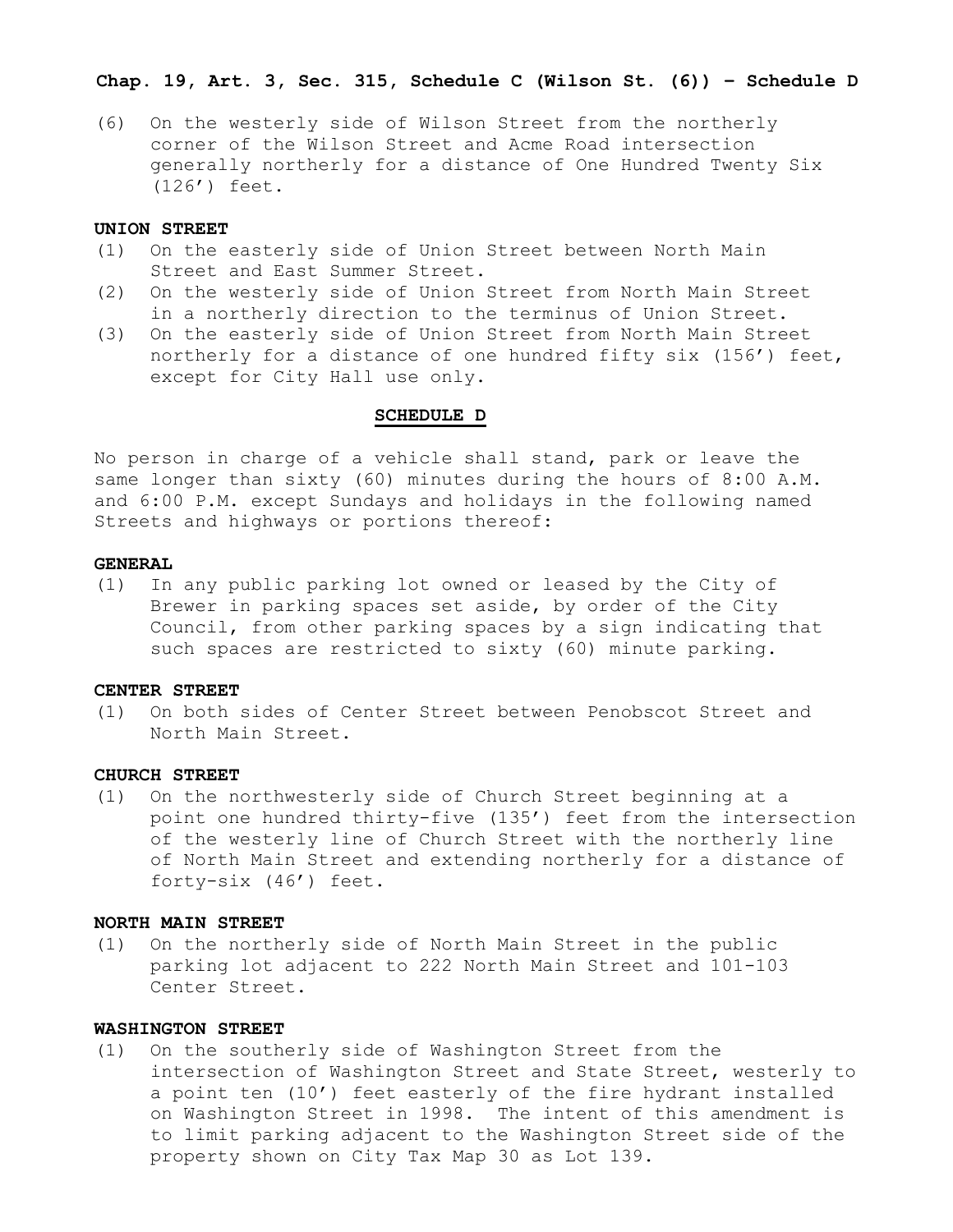(6) On the westerly side of Wilson Street from the northerly corner of the Wilson Street and Acme Road intersection generally northerly for a distance of One Hundred Twenty Six (126’) feet.

**UNION STREET**

(1) On the easterly side of Union Street between North Main Street and East Summer Street.
(2) On the westerly side of Union Street from North Main Street in a northerly direction to the terminus of Union Street.
(3) On the easterly side of Union Street from North Main Street northerly for a distance of one hundred fifty six (156’) feet, except for City Hall use only.

## SCHEDULE D

No person in charge of a vehicle shall stand, park or leave the same longer than sixty (60) minutes during the hours of 8:00 A.M. and 6:00 P.M. except Sundays and holidays in the following named Streets and highways or portions thereof:

**GENERAL**

(1) In any public parking lot owned or leased by the City of Brewer in parking spaces set aside, by order of the City Council, from other parking spaces by a sign indicating that such spaces are restricted to sixty (60) minute parking.

**CENTER STREET**

(1) On both sides of Center Street between Penobscot Street and North Main Street.

**CHURCH STREET**

(1) On the northwesterly side of Church Street beginning at a point one hundred thirty-five (135’) feet from the intersection of the westerly line of Church Street with the northerly line of North Main Street and extending northerly for a distance of forty-six (46’) feet.

**NORTH MAIN STREET**

(1) On the northerly side of North Main Street in the public parking lot adjacent to 222 North Main Street and 101-103 Center Street.

**WASHINGTON STREET**

(1) On the southerly side of Washington Street from the intersection of Washington Street and State Street, westerly to a point ten (10’) feet easterly of the fire hydrant installed on Washington Street in 1998. The intent of this amendment is to limit parking adjacent to the Washington Street side of the property shown on City Tax Map 30 as Lot 139.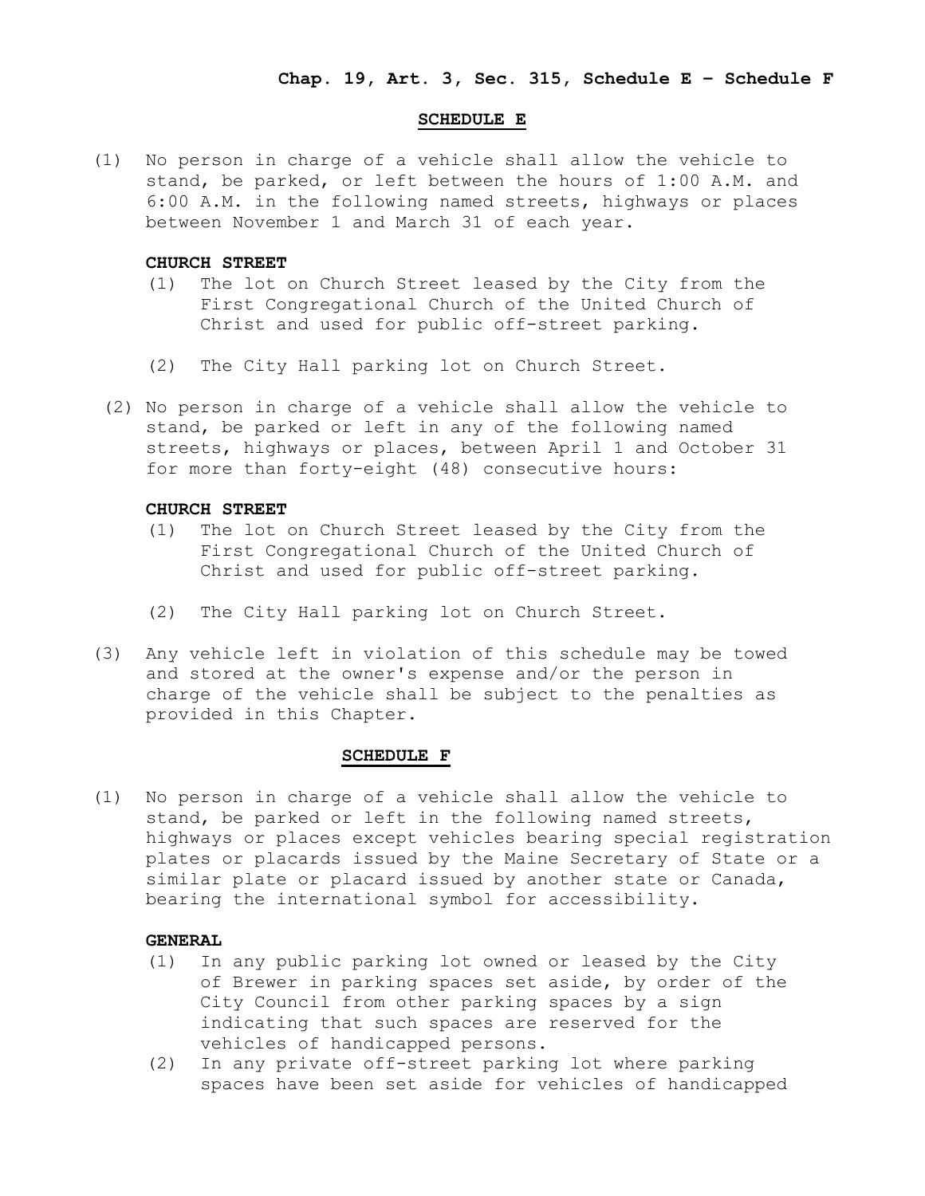## SCHEDULE E

(1) No person in charge of a vehicle shall allow the vehicle to stand, be parked, or left between the hours of 1:00 A.M. and 6:00 A.M. in the following named streets, highways or places between November 1 and March 31 of each year.

**CHURCH STREET**

(1) The lot on Church Street leased by the City from the First Congregational Church of the United Church of Christ and used for public off-street parking.

(2) The City Hall parking lot on Church Street.

(2) No person in charge of a vehicle shall allow the vehicle to stand, be parked or left in any of the following named streets, highways or places, between April 1 and October 31 for more than forty-eight (48) consecutive hours:

**CHURCH STREET**

(1) The lot on Church Street leased by the City from the First Congregational Church of the United Church of Christ and used for public off-street parking.

(2) The City Hall parking lot on Church Street.

(3) Any vehicle left in violation of this schedule may be towed and stored at the owner's expense and/or the person in charge of the vehicle shall be subject to the penalties as provided in this Chapter.

## SCHEDULE F

(1) No person in charge of a vehicle shall allow the vehicle to stand, be parked or left in the following named streets, highways or places except vehicles bearing special registration plates or placards issued by the Maine Secretary of State or a similar plate or placard issued by another state or Canada, bearing the international symbol for accessibility.

**GENERAL**

(1) In any public parking lot owned or leased by the City of Brewer in parking spaces set aside, by order of the City Council from other parking spaces by a sign indicating that such spaces are reserved for the vehicles of handicapped persons.
(2) In any private off-street parking lot where parking spaces have been set aside for vehicles of handicapped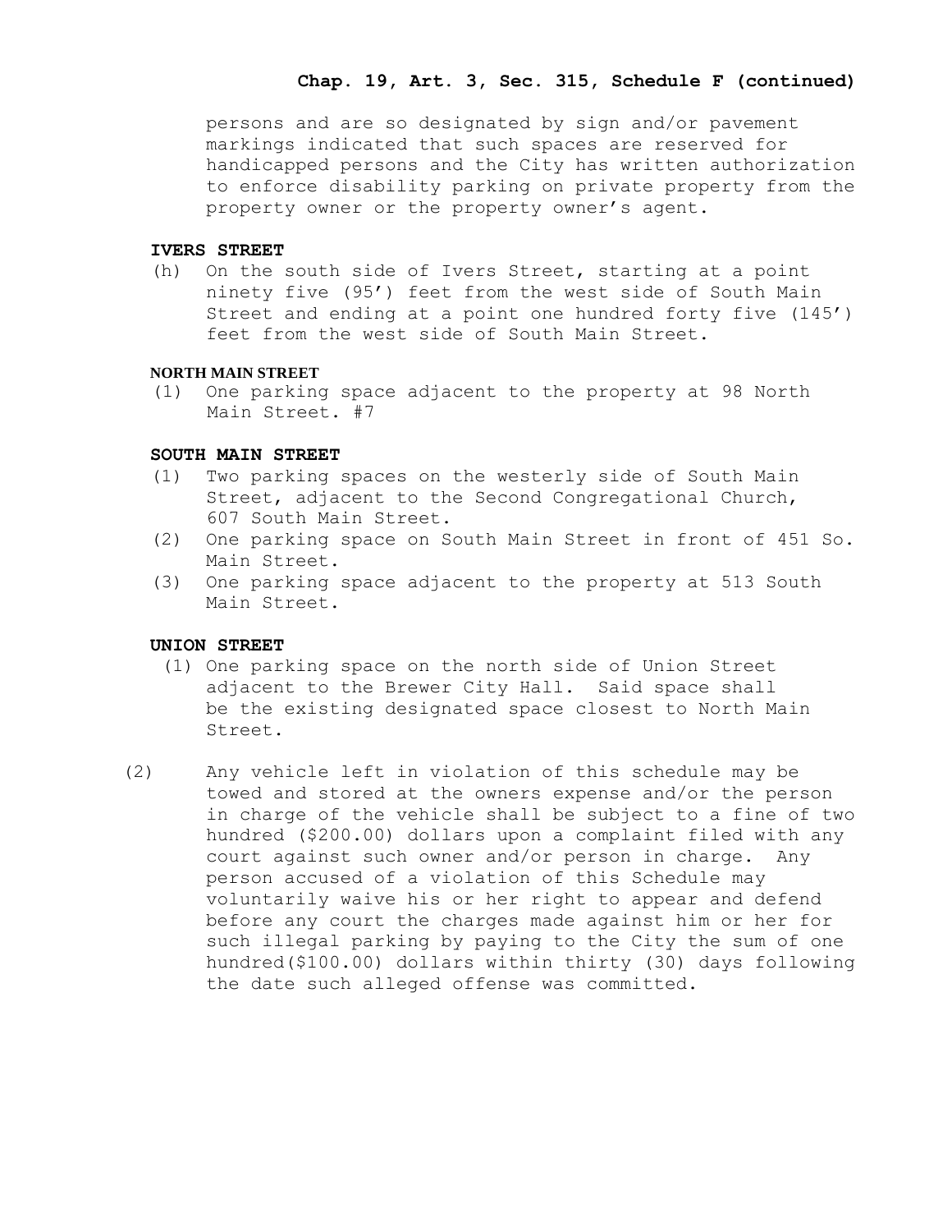persons and are so designated by sign and/or pavement markings indicated that such spaces are reserved for handicapped persons and the City has written authorization to enforce disability parking on private property from the property owner or the property owner's agent.

**IVERS STREET**

(h) On the south side of Ivers Street, starting at a point ninety five (95') feet from the west side of South Main Street and ending at a point one hundred forty five (145') feet from the west side of South Main Street.

**NORTH MAIN STREET**

(1) One parking space adjacent to the property at 98 North Main Street. #7

**SOUTH MAIN STREET**

(1) Two parking spaces on the westerly side of South Main Street, adjacent to the Second Congregational Church, 607 South Main Street.
(2) One parking space on South Main Street in front of 451 So. Main Street.
(3) One parking space adjacent to the property at 513 South Main Street.

**UNION STREET**

(1) One parking space on the north side of Union Street adjacent to the Brewer City Hall. Said space shall be the existing designated space closest to North Main Street.

(2) Any vehicle left in violation of this schedule may be towed and stored at the owners expense and/or the person in charge of the vehicle shall be subject to a fine of two hundred ($200.00) dollars upon a complaint filed with any court against such owner and/or person in charge. Any person accused of a violation of this Schedule may voluntarily waive his or her right to appear and defend before any court the charges made against him or her for such illegal parking by paying to the City the sum of one hundred($100.00) dollars within thirty (30) days following the date such alleged offense was committed.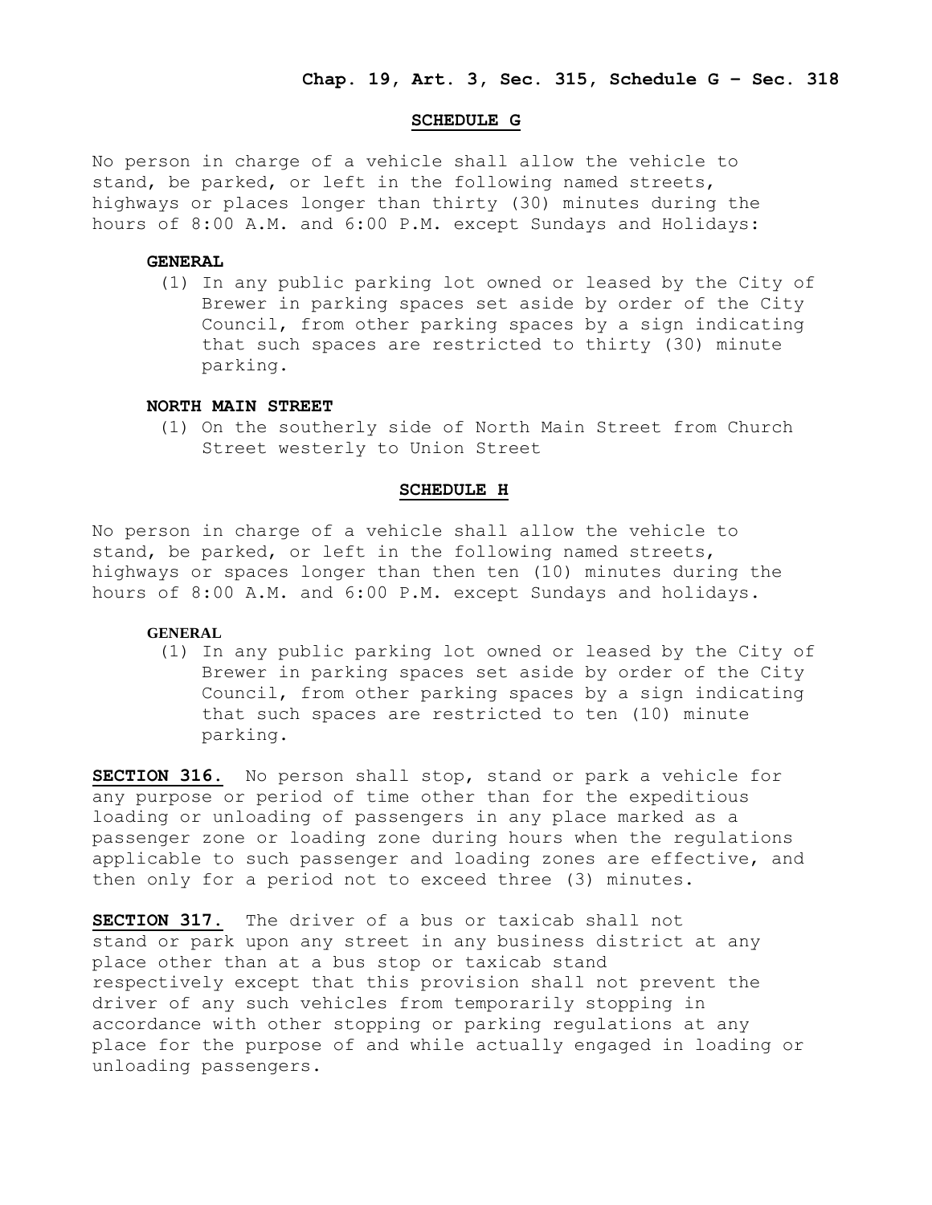## SCHEDULE G

No person in charge of a vehicle shall allow the vehicle to stand, be parked, or left in the following named streets, highways or places longer than thirty (30) minutes during the hours of 8:00 A.M. and 6:00 P.M. except Sundays and Holidays:

**GENERAL**

(1) In any public parking lot owned or leased by the City of Brewer in parking spaces set aside by order of the City Council, from other parking spaces by a sign indicating that such spaces are restricted to thirty (30) minute parking.

**NORTH MAIN STREET**

(1) On the southerly side of North Main Street from Church Street westerly to Union Street

## SCHEDULE H

No person in charge of a vehicle shall allow the vehicle to stand, be parked, or left in the following named streets, highways or spaces longer than then ten (10) minutes during the hours of 8:00 A.M. and 6:00 P.M. except Sundays and holidays.

**GENERAL**

(1) In any public parking lot owned or leased by the City of Brewer in parking spaces set aside by order of the City Council, from other parking spaces by a sign indicating that such spaces are restricted to ten (10) minute parking.

**SECTION 316.** No person shall stop, stand or park a vehicle for any purpose or period of time other than for the expeditious loading or unloading of passengers in any place marked as a passenger zone or loading zone during hours when the regulations applicable to such passenger and loading zones are effective, and then only for a period not to exceed three (3) minutes.

**SECTION 317.** The driver of a bus or taxicab shall not stand or park upon any street in any business district at any place other than at a bus stop or taxicab stand respectively except that this provision shall not prevent the driver of any such vehicles from temporarily stopping in accordance with other stopping or parking regulations at any place for the purpose of and while actually engaged in loading or unloading passengers.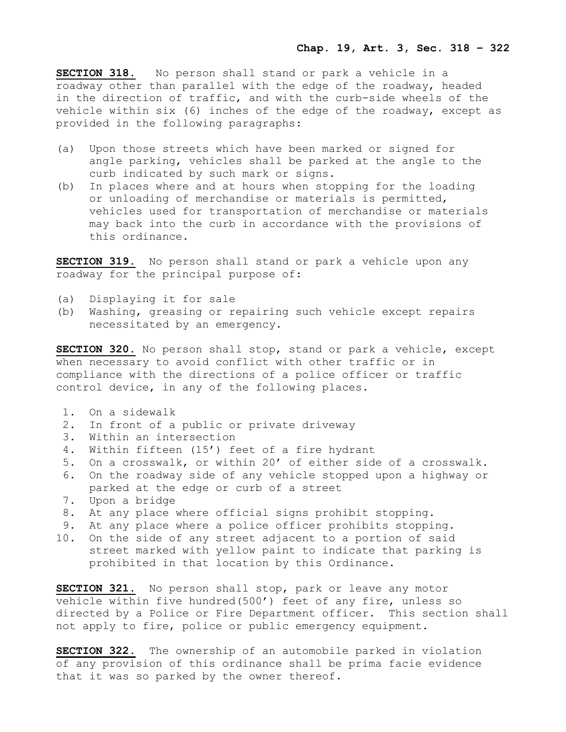**SECTION 318.** No person shall stand or park a vehicle in a roadway other than parallel with the edge of the roadway, headed in the direction of traffic, and with the curb-side wheels of the vehicle within six (6) inches of the edge of the roadway, except as provided in the following paragraphs:

(a) Upon those streets which have been marked or signed for angle parking, vehicles shall be parked at the angle to the curb indicated by such mark or signs.
(b) In places where and at hours when stopping for the loading or unloading of merchandise or materials is permitted, vehicles used for transportation of merchandise or materials may back into the curb in accordance with the provisions of this ordinance.

**SECTION 319.** No person shall stand or park a vehicle upon any roadway for the principal purpose of:

(a) Displaying it for sale
(b) Washing, greasing or repairing such vehicle except repairs necessitated by an emergency.

**SECTION 320.** No person shall stop, stand or park a vehicle, except when necessary to avoid conflict with other traffic or in compliance with the directions of a police officer or traffic control device, in any of the following places.

1. On a sidewalk
2. In front of a public or private driveway
3. Within an intersection
4. Within fifteen (15') feet of a fire hydrant
5. On a crosswalk, or within 20' of either side of a crosswalk.
6. On the roadway side of any vehicle stopped upon a highway or parked at the edge or curb of a street
7. Upon a bridge
8. At any place where official signs prohibit stopping.
9. At any place where a police officer prohibits stopping.
10. On the side of any street adjacent to a portion of said street marked with yellow paint to indicate that parking is prohibited in that location by this Ordinance.

**SECTION 321.** No person shall stop, park or leave any motor vehicle within five hundred(500') feet of any fire, unless so directed by a Police or Fire Department officer. This section shall not apply to fire, police or public emergency equipment.

**SECTION 322.** The ownership of an automobile parked in violation of any provision of this ordinance shall be prima facie evidence that it was so parked by the owner thereof.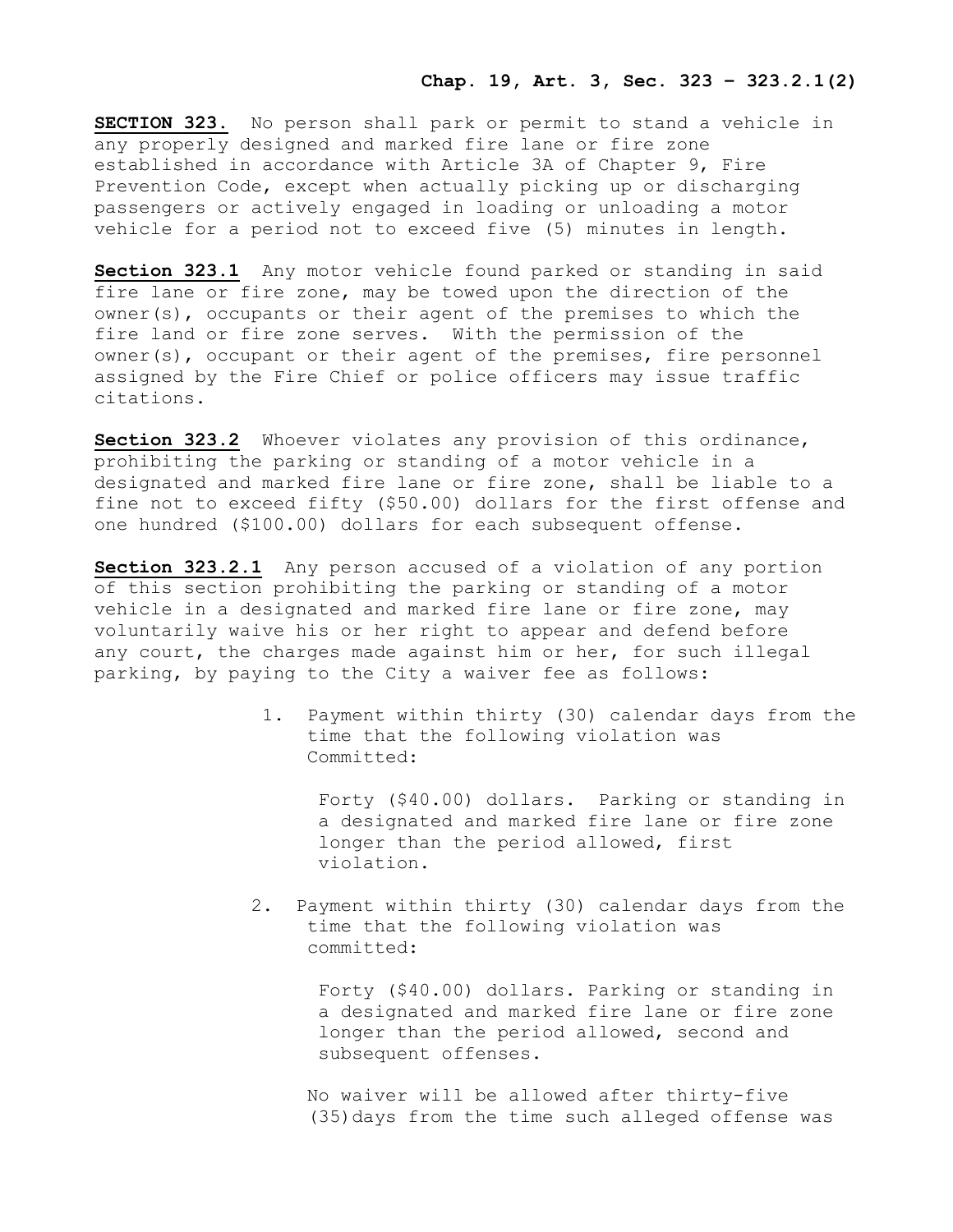**SECTION 323.** No person shall park or permit to stand a vehicle in any properly designed and marked fire lane or fire zone established in accordance with Article 3A of Chapter 9, Fire Prevention Code, except when actually picking up or discharging passengers or actively engaged in loading or unloading a motor vehicle for a period not to exceed five (5) minutes in length.

**Section 323.1** Any motor vehicle found parked or standing in said fire lane or fire zone, may be towed upon the direction of the owner(s), occupants or their agent of the premises to which the fire land or fire zone serves. With the permission of the owner(s), occupant or their agent of the premises, fire personnel assigned by the Fire Chief or police officers may issue traffic citations.

**Section 323.2** Whoever violates any provision of this ordinance, prohibiting the parking or standing of a motor vehicle in a designated and marked fire lane or fire zone, shall be liable to a fine not to exceed fifty ($50.00) dollars for the first offense and one hundred ($100.00) dollars for each subsequent offense.

**Section 323.2.1** Any person accused of a violation of any portion of this section prohibiting the parking or standing of a motor vehicle in a designated and marked fire lane or fire zone, may voluntarily waive his or her right to appear and defend before any court, the charges made against him or her, for such illegal parking, by paying to the City a waiver fee as follows:

1. Payment within thirty (30) calendar days from the time that the following violation was Committed:

   Forty ($40.00) dollars. Parking or standing in a designated and marked fire lane or fire zone longer than the period allowed, first violation.

2. Payment within thirty (30) calendar days from the time that the following violation was committed:

   Forty ($40.00) dollars. Parking or standing in a designated and marked fire lane or fire zone longer than the period allowed, second and subsequent offenses.

   No waiver will be allowed after thirty-five (35)days from the time such alleged offense was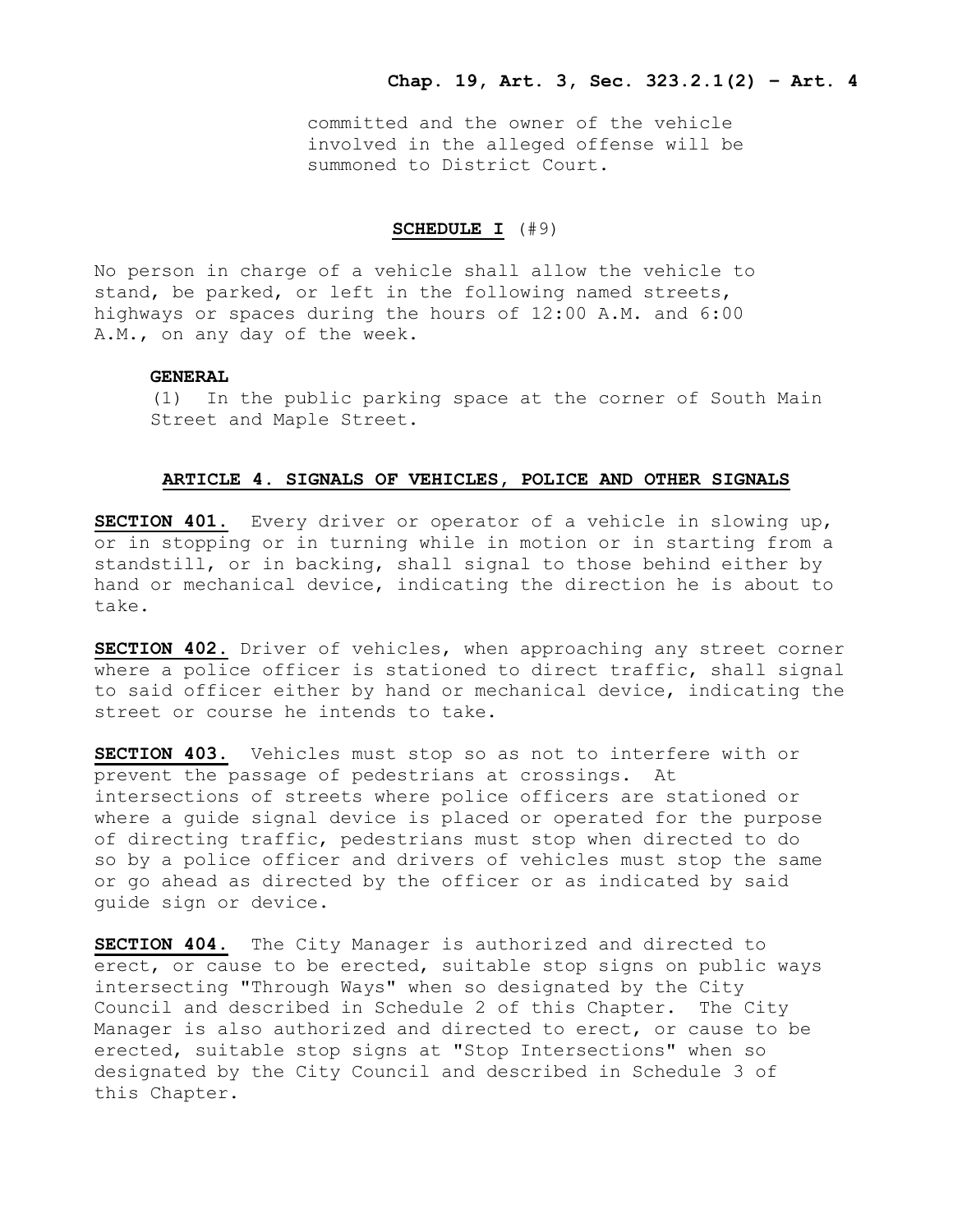committed and the owner of the vehicle involved in the alleged offense will be summoned to District Court.

## SCHEDULE I (#9)

No person in charge of a vehicle shall allow the vehicle to stand, be parked, or left in the following named streets, highways or spaces during the hours of 12:00 A.M. and 6:00 A.M., on any day of the week.

**GENERAL**

(1) In the public parking space at the corner of South Main Street and Maple Street.

## ARTICLE 4. SIGNALS OF VEHICLES, POLICE AND OTHER SIGNALS

**SECTION 401.** Every driver or operator of a vehicle in slowing up, or in stopping or in turning while in motion or in starting from a standstill, or in backing, shall signal to those behind either by hand or mechanical device, indicating the direction he is about to take.

**SECTION 402.** Driver of vehicles, when approaching any street corner where a police officer is stationed to direct traffic, shall signal to said officer either by hand or mechanical device, indicating the street or course he intends to take.

**SECTION 403.** Vehicles must stop so as not to interfere with or prevent the passage of pedestrians at crossings. At intersections of streets where police officers are stationed or where a guide signal device is placed or operated for the purpose of directing traffic, pedestrians must stop when directed to do so by a police officer and drivers of vehicles must stop the same or go ahead as directed by the officer or as indicated by said guide sign or device.

**SECTION 404.** The City Manager is authorized and directed to erect, or cause to be erected, suitable stop signs on public ways intersecting "Through Ways" when so designated by the City Council and described in Schedule 2 of this Chapter. The City Manager is also authorized and directed to erect, or cause to be erected, suitable stop signs at "Stop Intersections" when so designated by the City Council and described in Schedule 3 of this Chapter.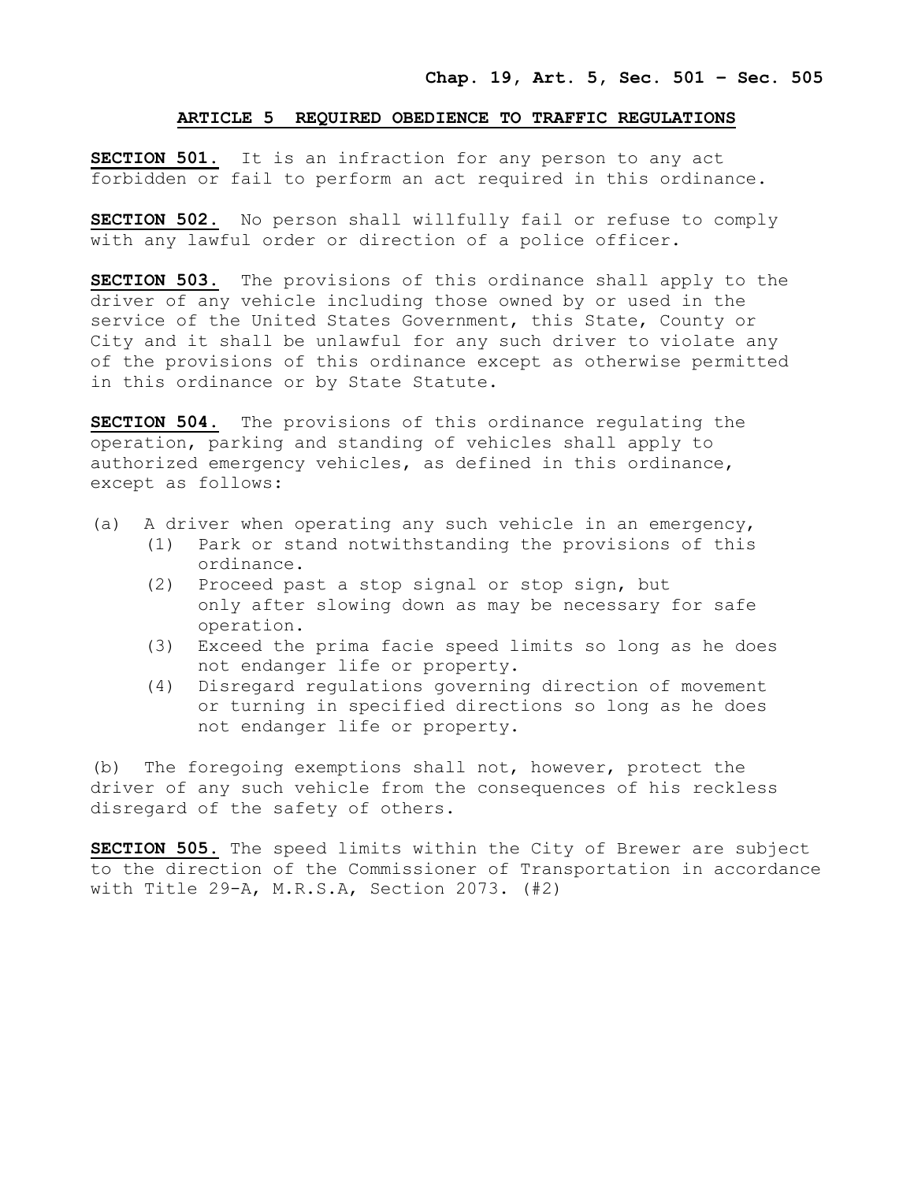## ARTICLE 5 REQUIRED OBEDIENCE TO TRAFFIC REGULATIONS

**SECTION 501.** It is an infraction for any person to any act forbidden or fail to perform an act required in this ordinance.

**SECTION 502.** No person shall willfully fail or refuse to comply with any lawful order or direction of a police officer.

**SECTION 503.** The provisions of this ordinance shall apply to the driver of any vehicle including those owned by or used in the service of the United States Government, this State, County or City and it shall be unlawful for any such driver to violate any of the provisions of this ordinance except as otherwise permitted in this ordinance or by State Statute.

**SECTION 504.** The provisions of this ordinance regulating the operation, parking and standing of vehicles shall apply to authorized emergency vehicles, as defined in this ordinance, except as follows:

(a) A driver when operating any such vehicle in an emergency,
   (1) Park or stand notwithstanding the provisions of this ordinance.
   (2) Proceed past a stop signal or stop sign, but only after slowing down as may be necessary for safe operation.
   (3) Exceed the prima facie speed limits so long as he does not endanger life or property.
   (4) Disregard regulations governing direction of movement or turning in specified directions so long as he does not endanger life or property.

(b) The foregoing exemptions shall not, however, protect the driver of any such vehicle from the consequences of his reckless disregard of the safety of others.

**SECTION 505.** The speed limits within the City of Brewer are subject to the direction of the Commissioner of Transportation in accordance with Title 29-A, M.R.S.A, Section 2073. (#2)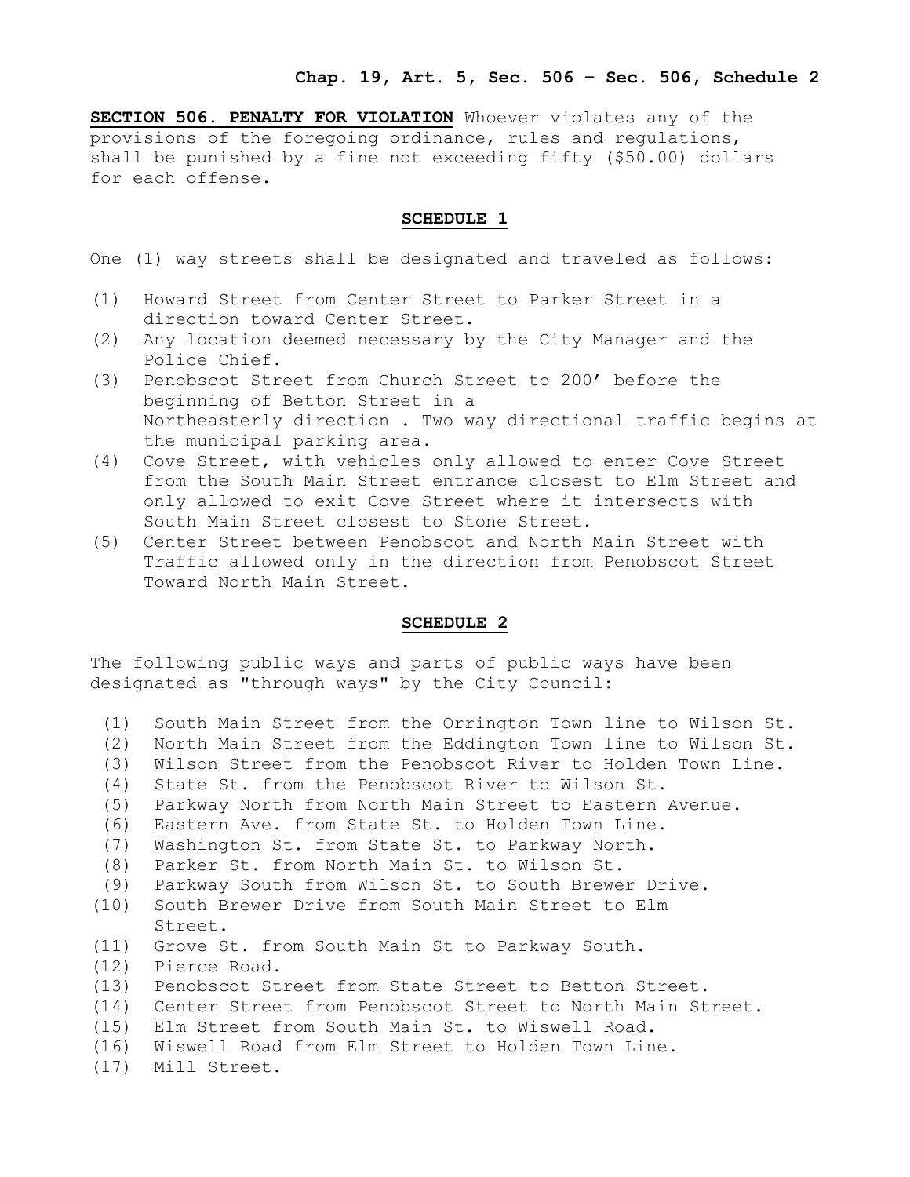**SECTION 506. PENALTY FOR VIOLATION** Whoever violates any of the provisions of the foregoing ordinance, rules and regulations, shall be punished by a fine not exceeding fifty ($50.00) dollars for each offense.

## SCHEDULE 1

One (1) way streets shall be designated and traveled as follows:

(1) Howard Street from Center Street to Parker Street in a direction toward Center Street.
(2) Any location deemed necessary by the City Manager and the Police Chief.
(3) Penobscot Street from Church Street to 200’ before the beginning of Betton Street in a Northeasterly direction . Two way directional traffic begins at the municipal parking area.
(4) Cove Street, with vehicles only allowed to enter Cove Street from the South Main Street entrance closest to Elm Street and only allowed to exit Cove Street where it intersects with South Main Street closest to Stone Street.
(5) Center Street between Penobscot and North Main Street with Traffic allowed only in the direction from Penobscot Street Toward North Main Street.

## SCHEDULE 2

The following public ways and parts of public ways have been designated as "through ways" by the City Council:

(1) South Main Street from the Orrington Town line to Wilson St.
(2) North Main Street from the Eddington Town line to Wilson St.
(3) Wilson Street from the Penobscot River to Holden Town Line.
(4) State St. from the Penobscot River to Wilson St.
(5) Parkway North from North Main Street to Eastern Avenue.
(6) Eastern Ave. from State St. to Holden Town Line.
(7) Washington St. from State St. to Parkway North.
(8) Parker St. from North Main St. to Wilson St.
(9) Parkway South from Wilson St. to South Brewer Drive.
(10) South Brewer Drive from South Main Street to Elm Street.
(11) Grove St. from South Main St to Parkway South.
(12) Pierce Road.
(13) Penobscot Street from State Street to Betton Street.
(14) Center Street from Penobscot Street to North Main Street.
(15) Elm Street from South Main St. to Wiswell Road.
(16) Wiswell Road from Elm Street to Holden Town Line.
(17) Mill Street.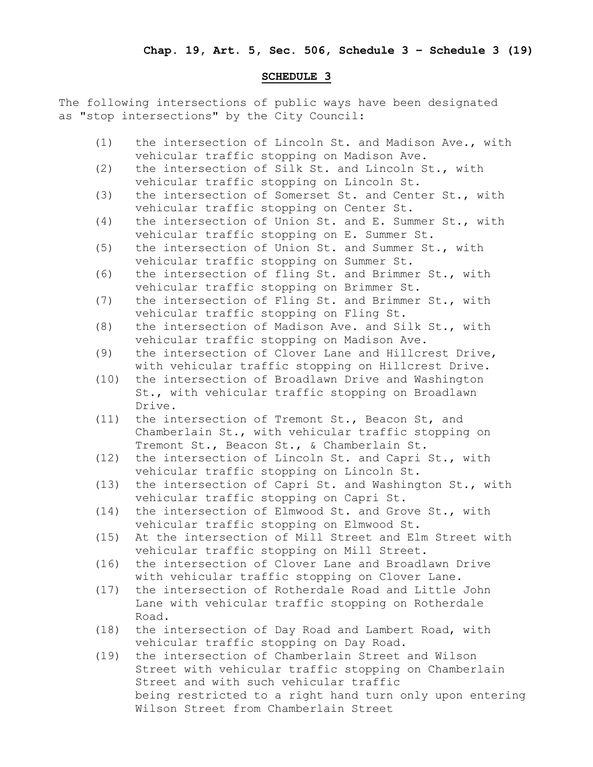**Chap. 19, Art. 5, Sec. 506, Schedule 3 – Schedule 3 (19)**

**SCHEDULE 3**

The following intersections of public ways have been designated as "stop intersections" by the City Council:

(1) the intersection of Lincoln St. and Madison Ave., with vehicular traffic stopping on Madison Ave.
(2) the intersection of Silk St. and Lincoln St., with vehicular traffic stopping on Lincoln St.
(3) the intersection of Somerset St. and Center St., with vehicular traffic stopping on Center St.
(4) the intersection of Union St. and E. Summer St., with vehicular traffic stopping on E. Summer St.
(5) the intersection of Union St. and Summer St., with vehicular traffic stopping on Summer St.
(6) the intersection of fling St. and Brimmer St., with vehicular traffic stopping on Brimmer St.
(7) the intersection of Fling St. and Brimmer St., with vehicular traffic stopping on Fling St.
(8) the intersection of Madison Ave. and Silk St., with vehicular traffic stopping on Madison Ave.
(9) the intersection of Clover Lane and Hillcrest Drive, with vehicular traffic stopping on Hillcrest Drive.
(10) the intersection of Broadlawn Drive and Washington St., with vehicular traffic stopping on Broadlawn Drive.
(11) the intersection of Tremont St., Beacon St, and Chamberlain St., with vehicular traffic stopping on Tremont St., Beacon St., & Chamberlain St.
(12) the intersection of Lincoln St. and Capri St., with vehicular traffic stopping on Lincoln St.
(13) the intersection of Capri St. and Washington St., with vehicular traffic stopping on Capri St.
(14) the intersection of Elmwood St. and Grove St., with vehicular traffic stopping on Elmwood St.
(15) At the intersection of Mill Street and Elm Street with vehicular traffic stopping on Mill Street.
(16) the intersection of Clover Lane and Broadlawn Drive with vehicular traffic stopping on Clover Lane.
(17) the intersection of Rotherdale Road and Little John Lane with vehicular traffic stopping on Rotherdale Road.
(18) the intersection of Day Road and Lambert Road, with vehicular traffic stopping on Day Road.
(19) the intersection of Chamberlain Street and Wilson Street with vehicular traffic stopping on Chamberlain Street and with such vehicular traffic being restricted to a right hand turn only upon entering Wilson Street from Chamberlain Street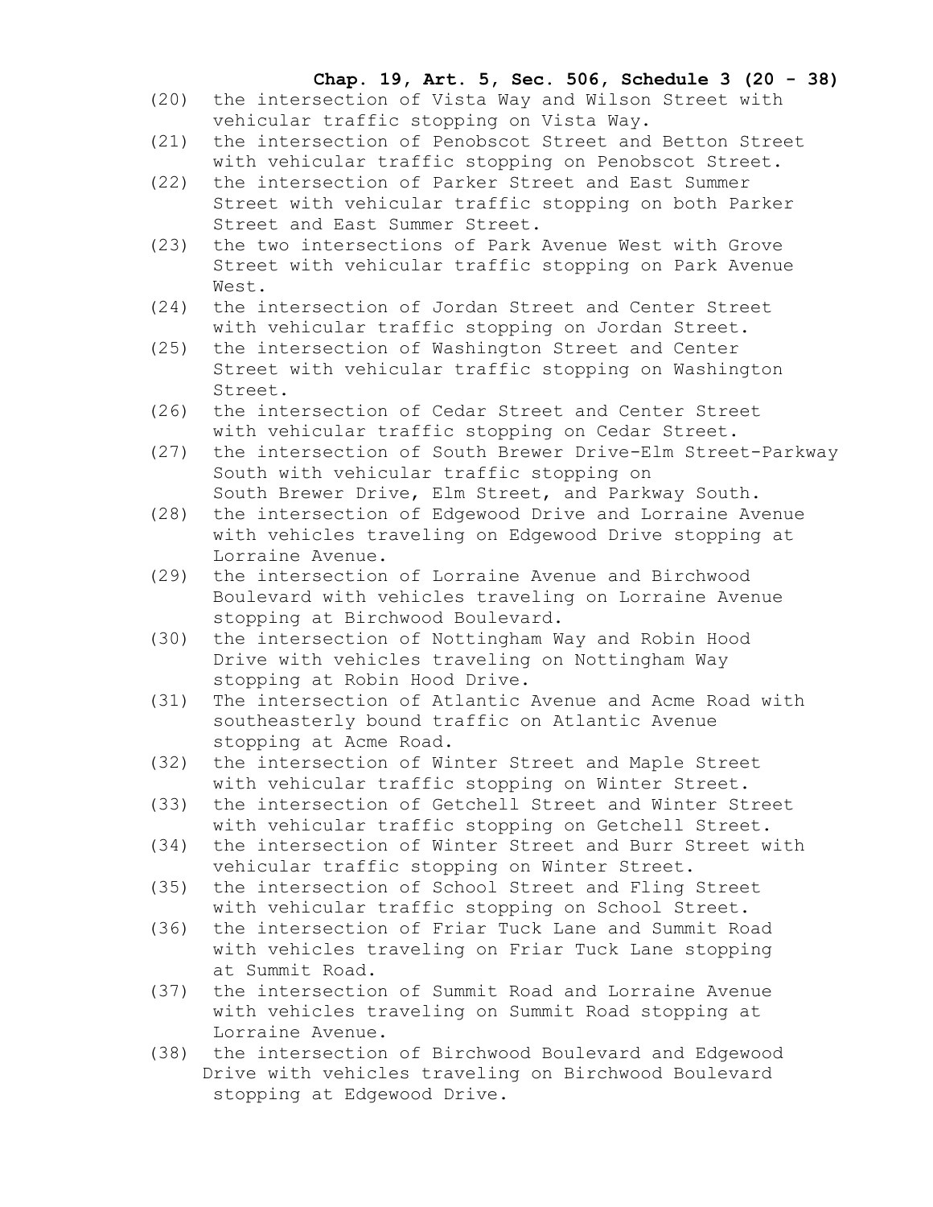**Chap. 19, Art. 5, Sec. 506, Schedule 3 (20 - 38)**

(20) the intersection of Vista Way and Wilson Street with vehicular traffic stopping on Vista Way.

(21) the intersection of Penobscot Street and Betton Street with vehicular traffic stopping on Penobscot Street.

(22) the intersection of Parker Street and East Summer Street with vehicular traffic stopping on both Parker Street and East Summer Street.

(23) the two intersections of Park Avenue West with Grove Street with vehicular traffic stopping on Park Avenue West.

(24) the intersection of Jordan Street and Center Street with vehicular traffic stopping on Jordan Street.

(25) the intersection of Washington Street and Center Street with vehicular traffic stopping on Washington Street.

(26) the intersection of Cedar Street and Center Street with vehicular traffic stopping on Cedar Street.

(27) the intersection of South Brewer Drive-Elm Street-Parkway South with vehicular traffic stopping on South Brewer Drive, Elm Street, and Parkway South.

(28) the intersection of Edgewood Drive and Lorraine Avenue with vehicles traveling on Edgewood Drive stopping at Lorraine Avenue.

(29) the intersection of Lorraine Avenue and Birchwood Boulevard with vehicles traveling on Lorraine Avenue stopping at Birchwood Boulevard.

(30) the intersection of Nottingham Way and Robin Hood Drive with vehicles traveling on Nottingham Way stopping at Robin Hood Drive.

(31) The intersection of Atlantic Avenue and Acme Road with southeasterly bound traffic on Atlantic Avenue stopping at Acme Road.

(32) the intersection of Winter Street and Maple Street with vehicular traffic stopping on Winter Street.

(33) the intersection of Getchell Street and Winter Street with vehicular traffic stopping on Getchell Street.

(34) the intersection of Winter Street and Burr Street with vehicular traffic stopping on Winter Street.

(35) the intersection of School Street and Fling Street with vehicular traffic stopping on School Street.

(36) the intersection of Friar Tuck Lane and Summit Road with vehicles traveling on Friar Tuck Lane stopping at Summit Road.

(37) the intersection of Summit Road and Lorraine Avenue with vehicles traveling on Summit Road stopping at Lorraine Avenue.

(38) the intersection of Birchwood Boulevard and Edgewood Drive with vehicles traveling on Birchwood Boulevard stopping at Edgewood Drive.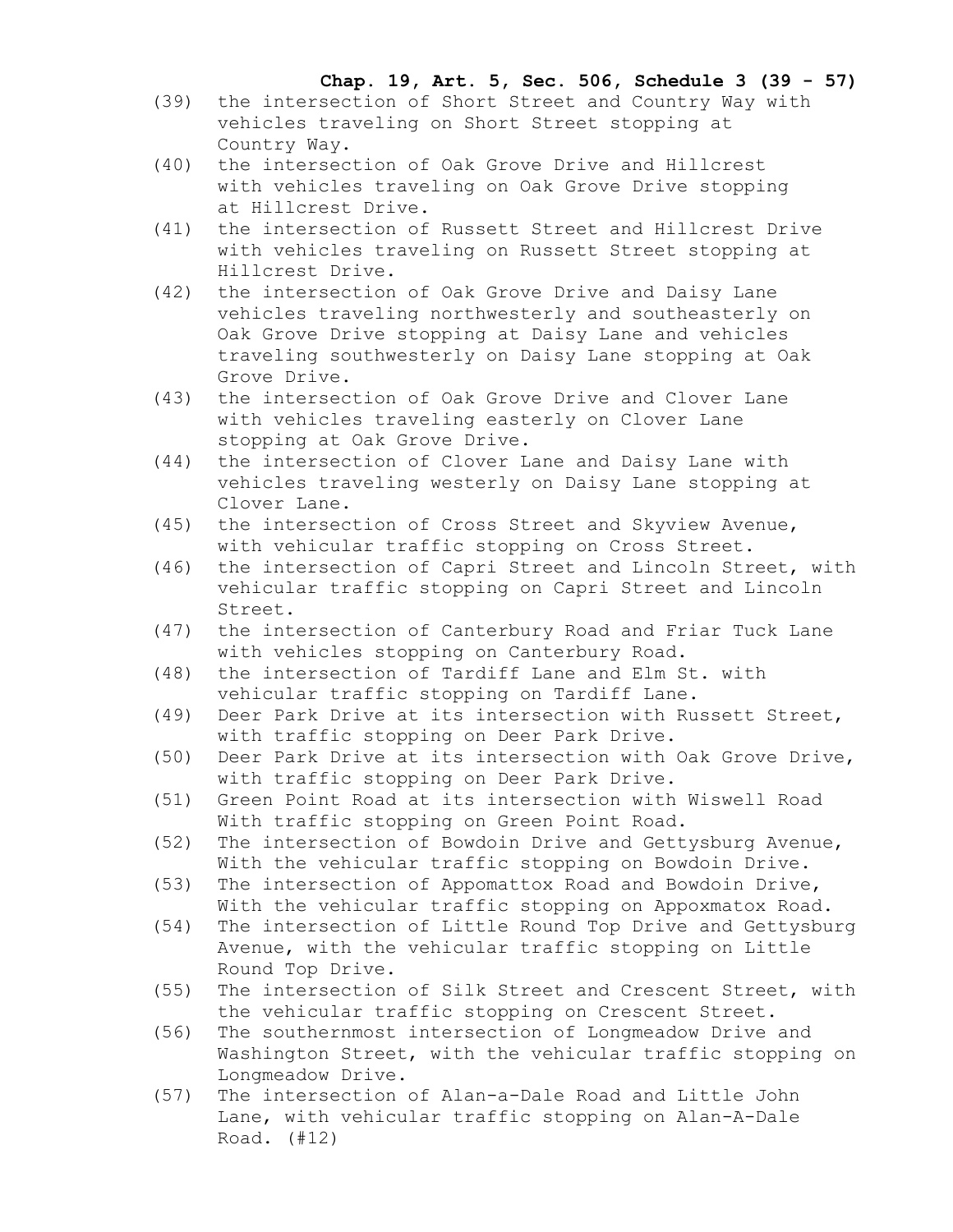**Chap. 19, Art. 5, Sec. 506, Schedule 3 (39 - 57)**

(39) the intersection of Short Street and Country Way with vehicles traveling on Short Street stopping at Country Way.

(40) the intersection of Oak Grove Drive and Hillcrest with vehicles traveling on Oak Grove Drive stopping at Hillcrest Drive.

(41) the intersection of Russett Street and Hillcrest Drive with vehicles traveling on Russett Street stopping at Hillcrest Drive.

(42) the intersection of Oak Grove Drive and Daisy Lane vehicles traveling northwesterly and southeasterly on Oak Grove Drive stopping at Daisy Lane and vehicles traveling southwesterly on Daisy Lane stopping at Oak Grove Drive.

(43) the intersection of Oak Grove Drive and Clover Lane with vehicles traveling easterly on Clover Lane stopping at Oak Grove Drive.

(44) the intersection of Clover Lane and Daisy Lane with vehicles traveling westerly on Daisy Lane stopping at Clover Lane.

(45) the intersection of Cross Street and Skyview Avenue, with vehicular traffic stopping on Cross Street.

(46) the intersection of Capri Street and Lincoln Street, with vehicular traffic stopping on Capri Street and Lincoln Street.

(47) the intersection of Canterbury Road and Friar Tuck Lane with vehicles stopping on Canterbury Road.

(48) the intersection of Tardiff Lane and Elm St. with vehicular traffic stopping on Tardiff Lane.

(49) Deer Park Drive at its intersection with Russett Street, with traffic stopping on Deer Park Drive.

(50) Deer Park Drive at its intersection with Oak Grove Drive, with traffic stopping on Deer Park Drive.

(51) Green Point Road at its intersection with Wiswell Road With traffic stopping on Green Point Road.

(52) The intersection of Bowdoin Drive and Gettysburg Avenue, With the vehicular traffic stopping on Bowdoin Drive.

(53) The intersection of Appomattox Road and Bowdoin Drive, With the vehicular traffic stopping on Appoxmatox Road.

(54) The intersection of Little Round Top Drive and Gettysburg Avenue, with the vehicular traffic stopping on Little Round Top Drive.

(55) The intersection of Silk Street and Crescent Street, with the vehicular traffic stopping on Crescent Street.

(56) The southernmost intersection of Longmeadow Drive and Washington Street, with the vehicular traffic stopping on Longmeadow Drive.

(57) The intersection of Alan-a-Dale Road and Little John Lane, with vehicular traffic stopping on Alan-A-Dale Road. (#12)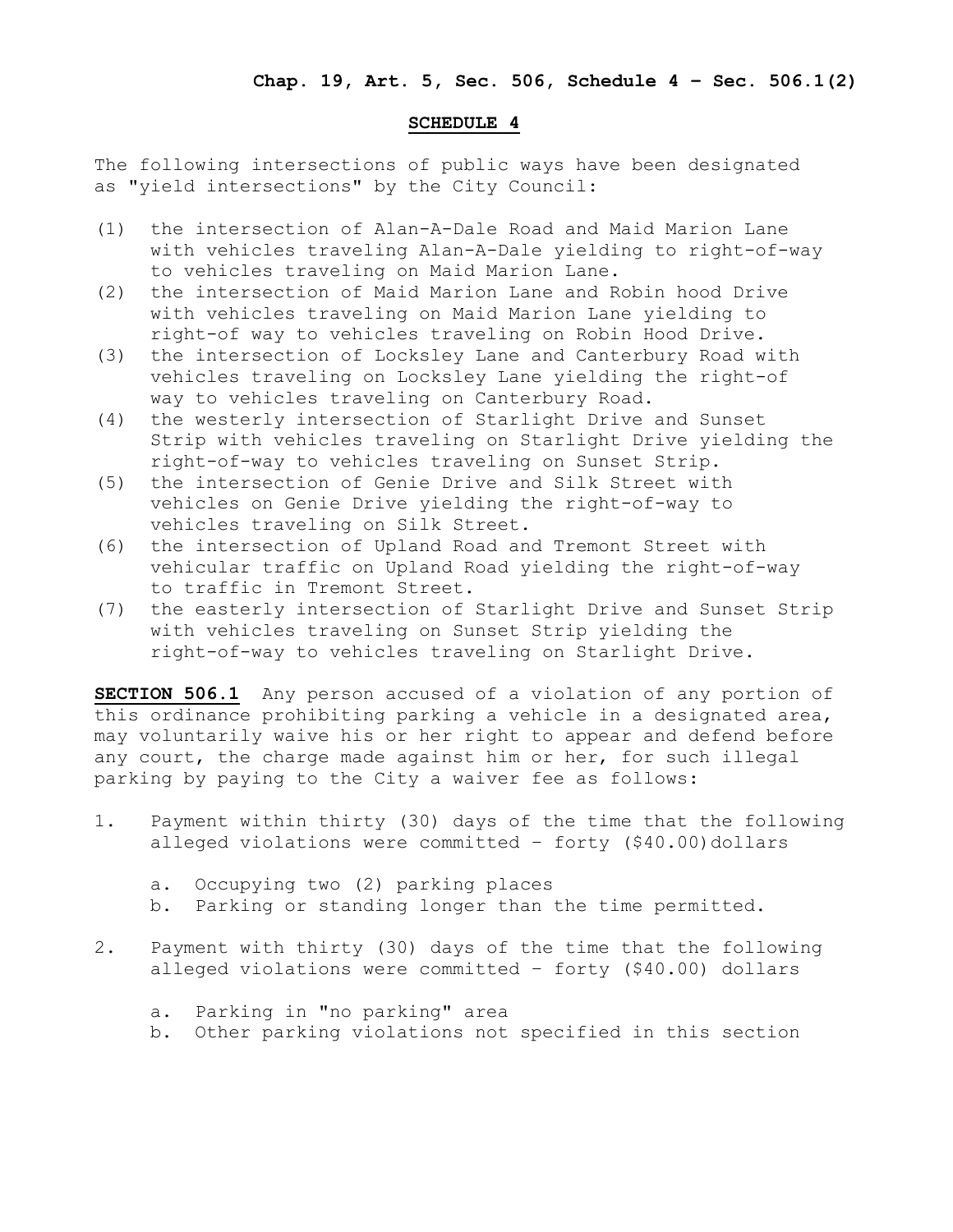## SCHEDULE 4

The following intersections of public ways have been designated as "yield intersections" by the City Council:

(1) the intersection of Alan-A-Dale Road and Maid Marion Lane with vehicles traveling Alan-A-Dale yielding to right-of-way to vehicles traveling on Maid Marion Lane.

(2) the intersection of Maid Marion Lane and Robin hood Drive with vehicles traveling on Maid Marion Lane yielding to right-of way to vehicles traveling on Robin Hood Drive.

(3) the intersection of Locksley Lane and Canterbury Road with vehicles traveling on Locksley Lane yielding the right-of way to vehicles traveling on Canterbury Road.

(4) the westerly intersection of Starlight Drive and Sunset Strip with vehicles traveling on Starlight Drive yielding the right-of-way to vehicles traveling on Sunset Strip.

(5) the intersection of Genie Drive and Silk Street with vehicles on Genie Drive yielding the right-of-way to vehicles traveling on Silk Street.

(6) the intersection of Upland Road and Tremont Street with vehicular traffic on Upland Road yielding the right-of-way to traffic in Tremont Street.

(7) the easterly intersection of Starlight Drive and Sunset Strip with vehicles traveling on Sunset Strip yielding the right-of-way to vehicles traveling on Starlight Drive.

**SECTION 506.1** Any person accused of a violation of any portion of this ordinance prohibiting parking a vehicle in a designated area, may voluntarily waive his or her right to appear and defend before any court, the charge made against him or her, for such illegal parking by paying to the City a waiver fee as follows:

1. Payment within thirty (30) days of the time that the following alleged violations were committed – forty ($40.00)dollars

   a. Occupying two (2) parking places
   b. Parking or standing longer than the time permitted.

2. Payment with thirty (30) days of the time that the following alleged violations were committed – forty ($40.00) dollars

   a. Parking in "no parking" area
   b. Other parking violations not specified in this section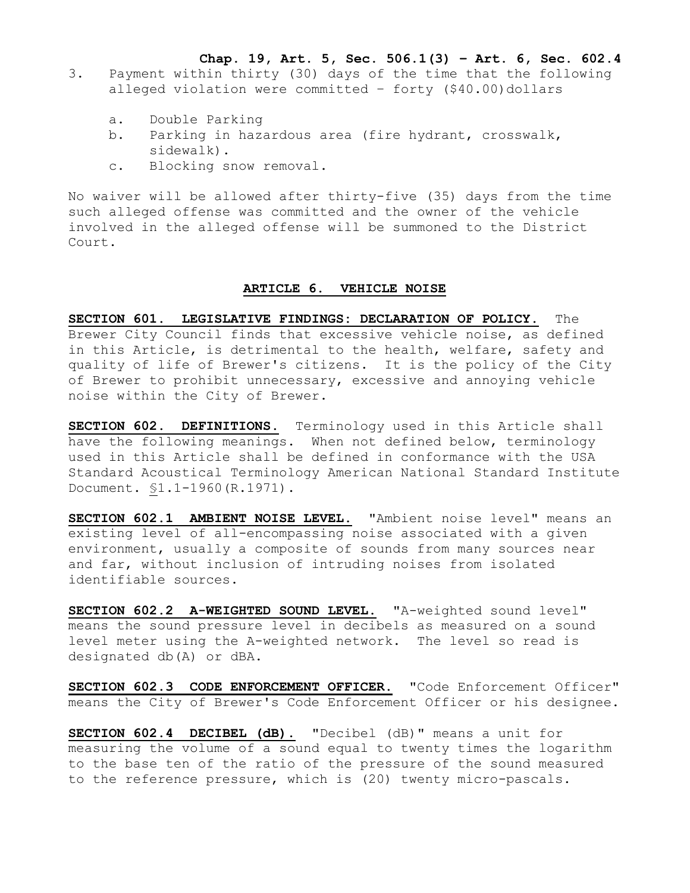3. Payment within thirty (30) days of the time that the following alleged violation were committed – forty ($40.00)dollars

   a. Double Parking
   b. Parking in hazardous area (fire hydrant, crosswalk, sidewalk).
   c. Blocking snow removal.

No waiver will be allowed after thirty-five (35) days from the time such alleged offense was committed and the owner of the vehicle involved in the alleged offense will be summoned to the District Court.

## ARTICLE 6. VEHICLE NOISE

**SECTION 601. LEGISLATIVE FINDINGS: DECLARATION OF POLICY.** The Brewer City Council finds that excessive vehicle noise, as defined in this Article, is detrimental to the health, welfare, safety and quality of life of Brewer's citizens. It is the policy of the City of Brewer to prohibit unnecessary, excessive and annoying vehicle noise within the City of Brewer.

**SECTION 602. DEFINITIONS.** Terminology used in this Article shall have the following meanings. When not defined below, terminology used in this Article shall be defined in conformance with the USA Standard Acoustical Terminology American National Standard Institute Document. §1.1-1960(R.1971).

**SECTION 602.1 AMBIENT NOISE LEVEL.** "Ambient noise level" means an existing level of all-encompassing noise associated with a given environment, usually a composite of sounds from many sources near and far, without inclusion of intruding noises from isolated identifiable sources.

**SECTION 602.2 A-WEIGHTED SOUND LEVEL.** "A-weighted sound level" means the sound pressure level in decibels as measured on a sound level meter using the A-weighted network. The level so read is designated db(A) or dBA.

**SECTION 602.3 CODE ENFORCEMENT OFFICER.** "Code Enforcement Officer" means the City of Brewer's Code Enforcement Officer or his designee.

**SECTION 602.4 DECIBEL (dB).** "Decibel (dB)" means a unit for measuring the volume of a sound equal to twenty times the logarithm to the base ten of the ratio of the pressure of the sound measured to the reference pressure, which is (20) twenty micro-pascals.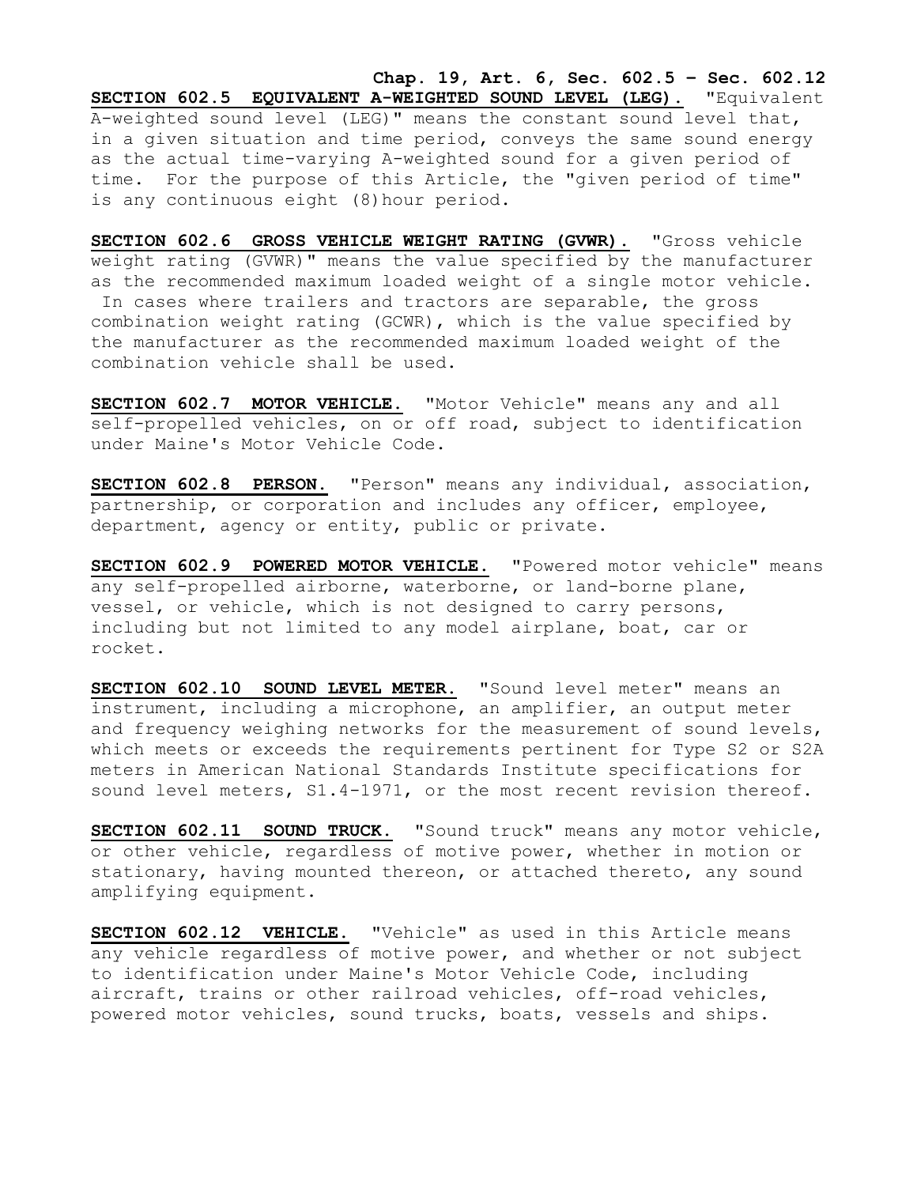**SECTION 602.5 EQUIVALENT A-WEIGHTED SOUND LEVEL (LEG).** "Equivalent A-weighted sound level (LEG)" means the constant sound level that, in a given situation and time period, conveys the same sound energy as the actual time-varying A-weighted sound for a given period of time. For the purpose of this Article, the "given period of time" is any continuous eight (8) hour period.

**SECTION 602.6 GROSS VEHICLE WEIGHT RATING (GVWR).** "Gross vehicle weight rating (GVWR)" means the value specified by the manufacturer as the recommended maximum loaded weight of a single motor vehicle. In cases where trailers and tractors are separable, the gross combination weight rating (GCWR), which is the value specified by the manufacturer as the recommended maximum loaded weight of the combination vehicle shall be used.

**SECTION 602.7 MOTOR VEHICLE.** "Motor Vehicle" means any and all self-propelled vehicles, on or off road, subject to identification under Maine's Motor Vehicle Code.

**SECTION 602.8 PERSON.** "Person" means any individual, association, partnership, or corporation and includes any officer, employee, department, agency or entity, public or private.

**SECTION 602.9 POWERED MOTOR VEHICLE.** "Powered motor vehicle" means any self-propelled airborne, waterborne, or land-borne plane, vessel, or vehicle, which is not designed to carry persons, including but not limited to any model airplane, boat, car or rocket.

**SECTION 602.10 SOUND LEVEL METER.** "Sound level meter" means an instrument, including a microphone, an amplifier, an output meter and frequency weighing networks for the measurement of sound levels, which meets or exceeds the requirements pertinent for Type S2 or S2A meters in American National Standards Institute specifications for sound level meters, S1.4-1971, or the most recent revision thereof.

**SECTION 602.11 SOUND TRUCK.** "Sound truck" means any motor vehicle, or other vehicle, regardless of motive power, whether in motion or stationary, having mounted thereon, or attached thereto, any sound amplifying equipment.

**SECTION 602.12 VEHICLE.** "Vehicle" as used in this Article means any vehicle regardless of motive power, and whether or not subject to identification under Maine's Motor Vehicle Code, including aircraft, trains or other railroad vehicles, off-road vehicles, powered motor vehicles, sound trucks, boats, vessels and ships.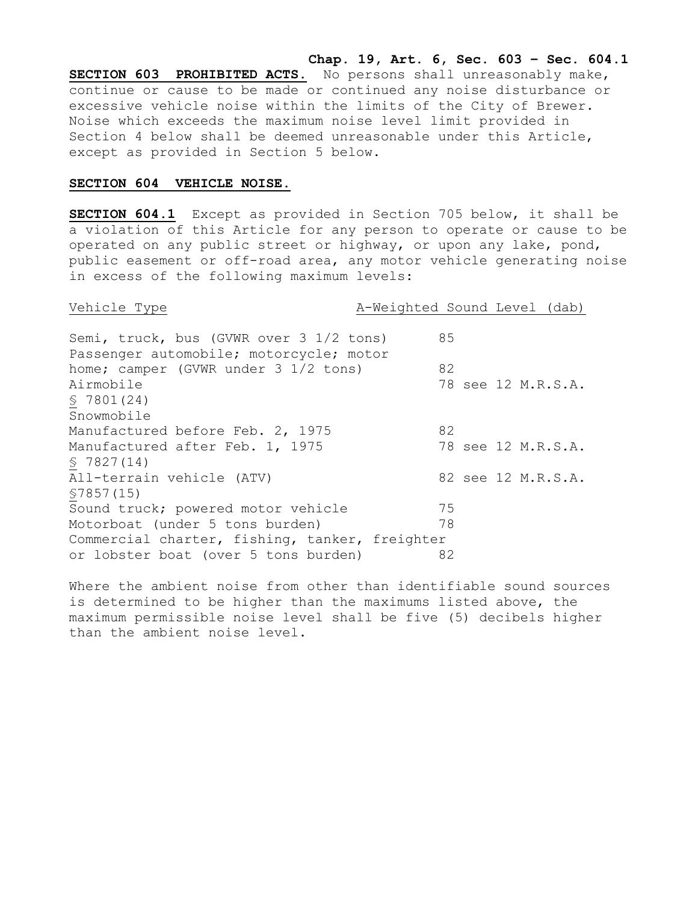**SECTION 603 PROHIBITED ACTS.** No persons shall unreasonably make, continue or cause to be made or continued any noise disturbance or excessive vehicle noise within the limits of the City of Brewer. Noise which exceeds the maximum noise level limit provided in Section 4 below shall be deemed unreasonable under this Article, except as provided in Section 5 below.

**SECTION 604 VEHICLE NOISE.**

**SECTION 604.1** Except as provided in Section 705 below, it shall be a violation of this Article for any person to operate or cause to be operated on any public street or highway, or upon any lake, pond, public easement or off-road area, any motor vehicle generating noise in excess of the following maximum levels:

| Vehicle Type | A-Weighted Sound Level (dab) |
| --- | --- |
| Semi, truck, bus (GVWR over 3 1/2 tons) | 85 |
| Passenger automobile; motorcycle; motor home; camper (GVWR under 3 1/2 tons) | 82 |
| Airmobile | 78 see 12 M.R.S.A. § 7801(24) |
| Snowmobile | |
| Manufactured before Feb. 2, 1975 | 82 |
| Manufactured after Feb. 1, 1975 | 78 see 12 M.R.S.A. § 7827(14) |
| All-terrain vehicle (ATV) | 82 see 12 M.R.S.A. §7857(15) |
| Sound truck; powered motor vehicle | 75 |
| Motorboat (under 5 tons burden) | 78 |
| Commercial charter, fishing, tanker, freighter or lobster boat (over 5 tons burden) | 82 |

Where the ambient noise from other than identifiable sound sources is determined to be higher than the maximums listed above, the maximum permissible noise level shall be five (5) decibels higher than the ambient noise level.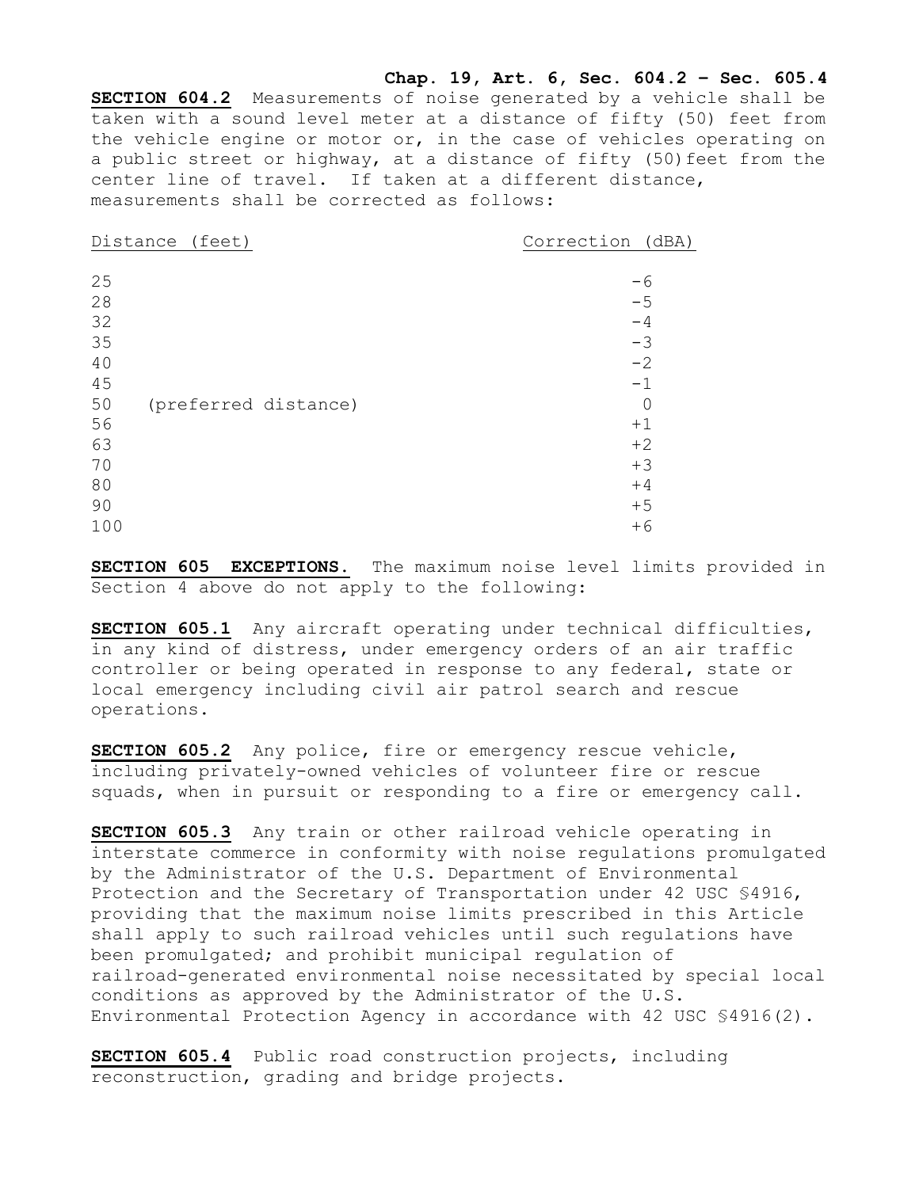**SECTION 604.2** Measurements of noise generated by a vehicle shall be taken with a sound level meter at a distance of fifty (50) feet from the vehicle engine or motor or, in the case of vehicles operating on a public street or highway, at a distance of fifty (50) feet from the center line of travel. If taken at a different distance, measurements shall be corrected as follows:

| Distance (feet) | Correction (dBA) |
|---|---|
| 25 | -6 |
| 28 | -5 |
| 32 | -4 |
| 35 | -3 |
| 40 | -2 |
| 45 | -1 |
| 50 (preferred distance) | 0 |
| 56 | +1 |
| 63 | +2 |
| 70 | +3 |
| 80 | +4 |
| 90 | +5 |
| 100 | +6 |

**SECTION 605 EXCEPTIONS.** The maximum noise level limits provided in Section 4 above do not apply to the following:

**SECTION 605.1** Any aircraft operating under technical difficulties, in any kind of distress, under emergency orders of an air traffic controller or being operated in response to any federal, state or local emergency including civil air patrol search and rescue operations.

**SECTION 605.2** Any police, fire or emergency rescue vehicle, including privately-owned vehicles of volunteer fire or rescue squads, when in pursuit or responding to a fire or emergency call.

**SECTION 605.3** Any train or other railroad vehicle operating in interstate commerce in conformity with noise regulations promulgated by the Administrator of the U.S. Department of Environmental Protection and the Secretary of Transportation under 42 USC §4916, providing that the maximum noise limits prescribed in this Article shall apply to such railroad vehicles until such regulations have been promulgated; and prohibit municipal regulation of railroad-generated environmental noise necessitated by special local conditions as approved by the Administrator of the U.S. Environmental Protection Agency in accordance with 42 USC §4916(2).

**SECTION 605.4** Public road construction projects, including reconstruction, grading and bridge projects.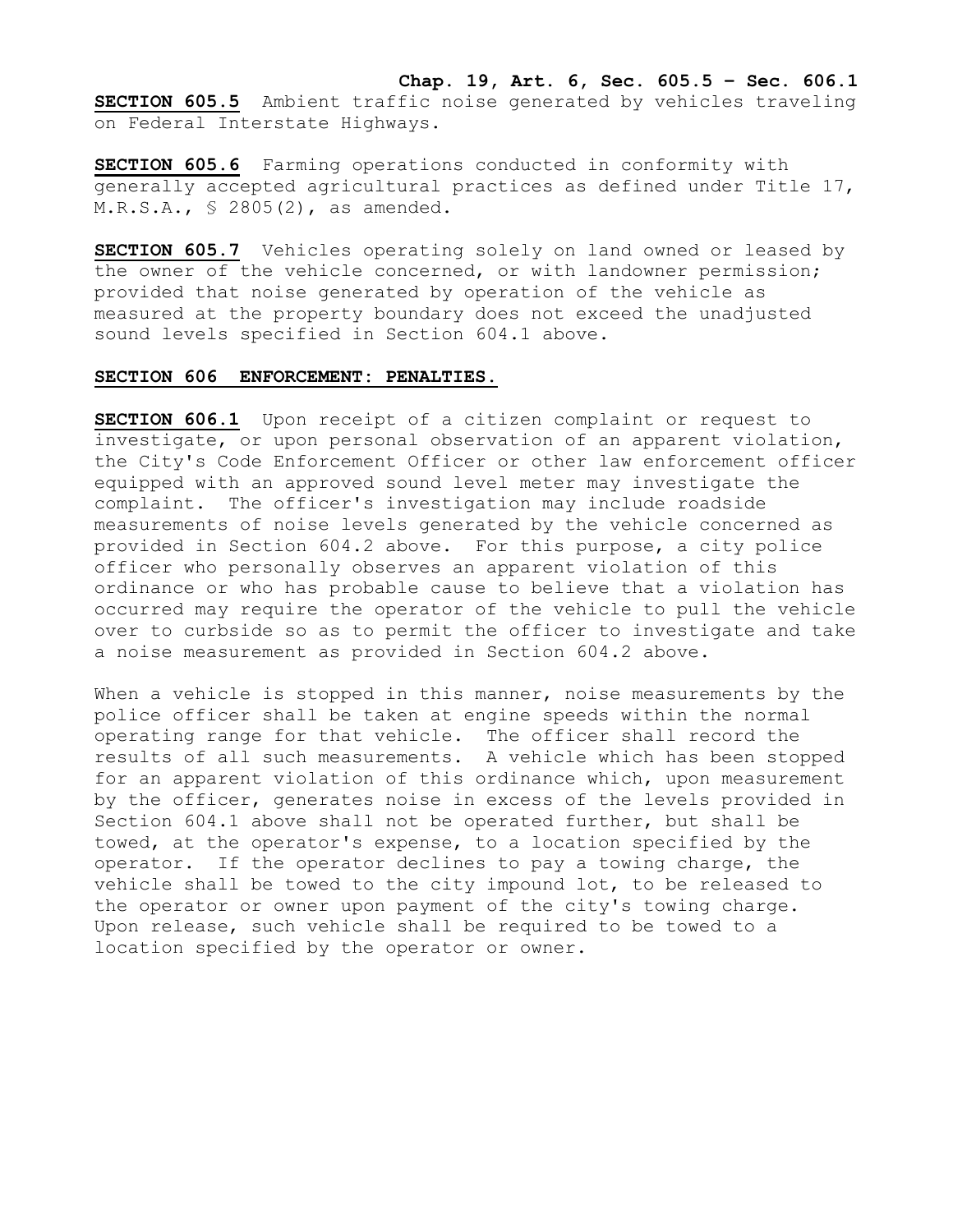**SECTION 605.5** Ambient traffic noise generated by vehicles traveling on Federal Interstate Highways.

**SECTION 605.6** Farming operations conducted in conformity with generally accepted agricultural practices as defined under Title 17, M.R.S.A., § 2805(2), as amended.

**SECTION 605.7** Vehicles operating solely on land owned or leased by the owner of the vehicle concerned, or with landowner permission; provided that noise generated by operation of the vehicle as measured at the property boundary does not exceed the unadjusted sound levels specified in Section 604.1 above.

**SECTION 606 ENFORCEMENT: PENALTIES.**

**SECTION 606.1** Upon receipt of a citizen complaint or request to investigate, or upon personal observation of an apparent violation, the City's Code Enforcement Officer or other law enforcement officer equipped with an approved sound level meter may investigate the complaint. The officer's investigation may include roadside measurements of noise levels generated by the vehicle concerned as provided in Section 604.2 above. For this purpose, a city police officer who personally observes an apparent violation of this ordinance or who has probable cause to believe that a violation has occurred may require the operator of the vehicle to pull the vehicle over to curbside so as to permit the officer to investigate and take a noise measurement as provided in Section 604.2 above.

When a vehicle is stopped in this manner, noise measurements by the police officer shall be taken at engine speeds within the normal operating range for that vehicle. The officer shall record the results of all such measurements. A vehicle which has been stopped for an apparent violation of this ordinance which, upon measurement by the officer, generates noise in excess of the levels provided in Section 604.1 above shall not be operated further, but shall be towed, at the operator's expense, to a location specified by the operator. If the operator declines to pay a towing charge, the vehicle shall be towed to the city impound lot, to be released to the operator or owner upon payment of the city's towing charge. Upon release, such vehicle shall be required to be towed to a location specified by the operator or owner.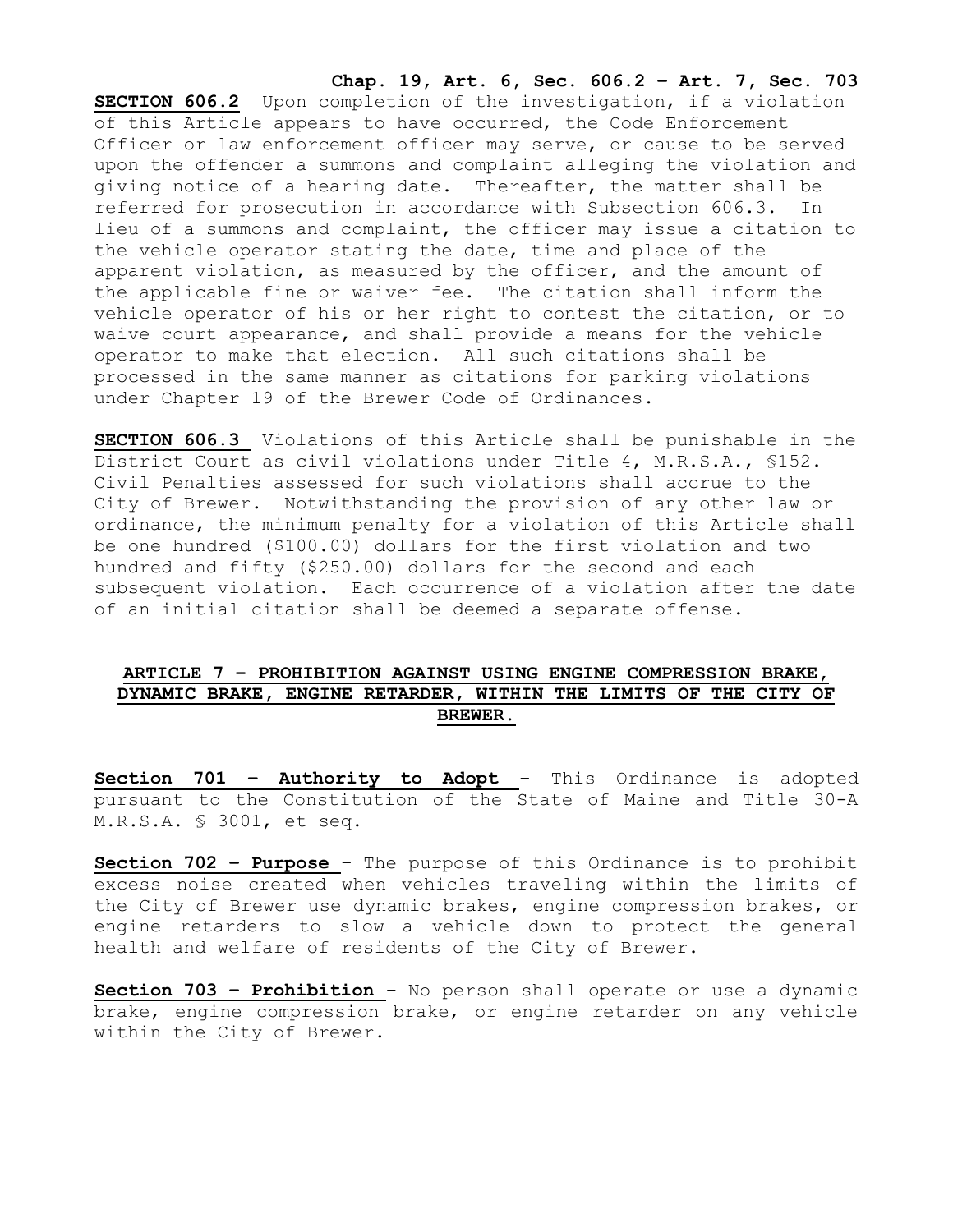**SECTION 606.2** Upon completion of the investigation, if a violation of this Article appears to have occurred, the Code Enforcement Officer or law enforcement officer may serve, or cause to be served upon the offender a summons and complaint alleging the violation and giving notice of a hearing date. Thereafter, the matter shall be referred for prosecution in accordance with Subsection 606.3. In lieu of a summons and complaint, the officer may issue a citation to the vehicle operator stating the date, time and place of the apparent violation, as measured by the officer, and the amount of the applicable fine or waiver fee. The citation shall inform the vehicle operator of his or her right to contest the citation, or to waive court appearance, and shall provide a means for the vehicle operator to make that election. All such citations shall be processed in the same manner as citations for parking violations under Chapter 19 of the Brewer Code of Ordinances.

**SECTION 606.3** Violations of this Article shall be punishable in the District Court as civil violations under Title 4, M.R.S.A., §152. Civil Penalties assessed for such violations shall accrue to the City of Brewer. Notwithstanding the provision of any other law or ordinance, the minimum penalty for a violation of this Article shall be one hundred ($100.00) dollars for the first violation and two hundred and fifty ($250.00) dollars for the second and each subsequent violation. Each occurrence of a violation after the date of an initial citation shall be deemed a separate offense.

## ARTICLE 7 – PROHIBITION AGAINST USING ENGINE COMPRESSION BRAKE, DYNAMIC BRAKE, ENGINE RETARDER, WITHIN THE LIMITS OF THE CITY OF BREWER.

**Section 701 – Authority to Adopt** – This Ordinance is adopted pursuant to the Constitution of the State of Maine and Title 30-A M.R.S.A. § 3001, et seq.

**Section 702 – Purpose** – The purpose of this Ordinance is to prohibit excess noise created when vehicles traveling within the limits of the City of Brewer use dynamic brakes, engine compression brakes, or engine retarders to slow a vehicle down to protect the general health and welfare of residents of the City of Brewer.

**Section 703 – Prohibition** – No person shall operate or use a dynamic brake, engine compression brake, or engine retarder on any vehicle within the City of Brewer.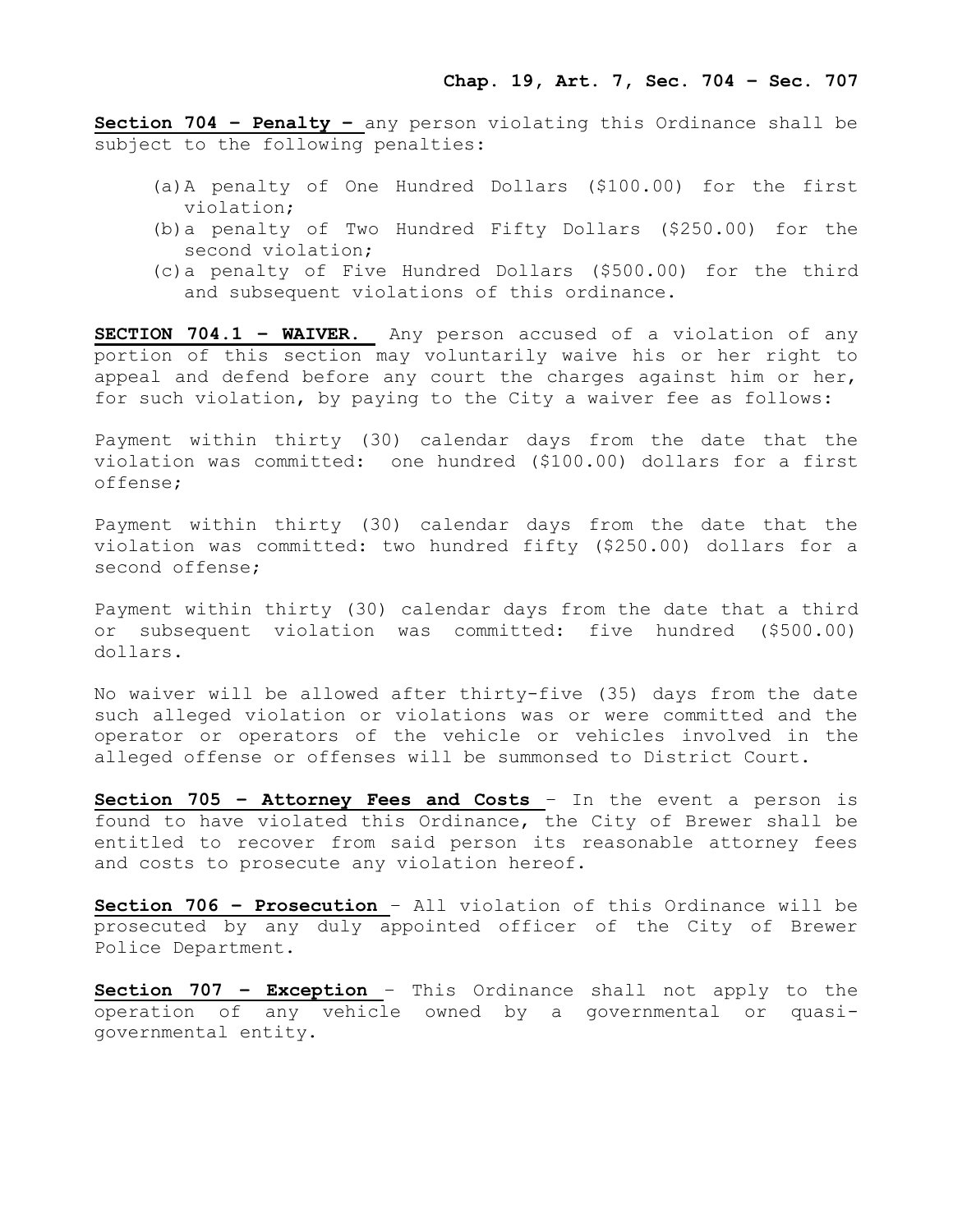**Section 704 – Penalty –** any person violating this Ordinance shall be subject to the following penalties:

(a) A penalty of One Hundred Dollars ($100.00) for the first violation;
(b) a penalty of Two Hundred Fifty Dollars ($250.00) for the second violation;
(c) a penalty of Five Hundred Dollars ($500.00) for the third and subsequent violations of this ordinance.

**SECTION 704.1 – WAIVER.** Any person accused of a violation of any portion of this section may voluntarily waive his or her right to appeal and defend before any court the charges against him or her, for such violation, by paying to the City a waiver fee as follows:

Payment within thirty (30) calendar days from the date that the violation was committed: one hundred ($100.00) dollars for a first offense;

Payment within thirty (30) calendar days from the date that the violation was committed: two hundred fifty ($250.00) dollars for a second offense;

Payment within thirty (30) calendar days from the date that a third or subsequent violation was committed: five hundred ($500.00) dollars.

No waiver will be allowed after thirty-five (35) days from the date such alleged violation or violations was or were committed and the operator or operators of the vehicle or vehicles involved in the alleged offense or offenses will be summonsed to District Court.

**Section 705 – Attorney Fees and Costs** – In the event a person is found to have violated this Ordinance, the City of Brewer shall be entitled to recover from said person its reasonable attorney fees and costs to prosecute any violation hereof.

**Section 706 – Prosecution** – All violation of this Ordinance will be prosecuted by any duly appointed officer of the City of Brewer Police Department.

**Section 707 – Exception** – This Ordinance shall not apply to the operation of any vehicle owned by a governmental or quasi-governmental entity.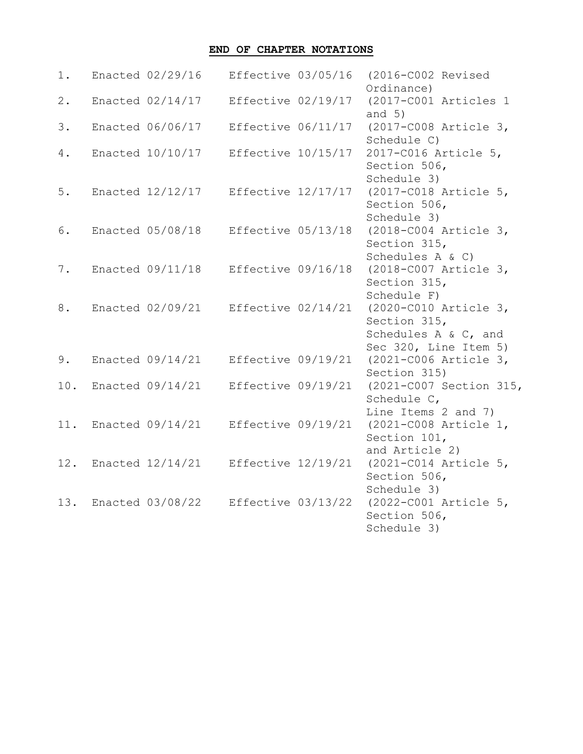## END OF CHAPTER NOTATIONS

| | | | |
|---|---|---|---|
| 1. | Enacted 02/29/16 | Effective 03/05/16 | (2016-C002 Revised Ordinance) |
| 2. | Enacted 02/14/17 | Effective 02/19/17 | (2017-C001 Articles 1 and 5) |
| 3. | Enacted 06/06/17 | Effective 06/11/17 | (2017-C008 Article 3, Schedule C) |
| 4. | Enacted 10/10/17 | Effective 10/15/17 | 2017-C016 Article 5, Section 506, Schedule 3) |
| 5. | Enacted 12/12/17 | Effective 12/17/17 | (2017-C018 Article 5, Section 506, Schedule 3) |
| 6. | Enacted 05/08/18 | Effective 05/13/18 | (2018-C004 Article 3, Section 315, Schedules A & C) |
| 7. | Enacted 09/11/18 | Effective 09/16/18 | (2018-C007 Article 3, Section 315, Schedule F) |
| 8. | Enacted 02/09/21 | Effective 02/14/21 | (2020-C010 Article 3, Section 315, Schedules A & C, and Sec 320, Line Item 5) |
| 9. | Enacted 09/14/21 | Effective 09/19/21 | (2021-C006 Article 3, Section 315) |
| 10. | Enacted 09/14/21 | Effective 09/19/21 | (2021-C007 Section 315, Schedule C, Line Items 2 and 7) |
| 11. | Enacted 09/14/21 | Effective 09/19/21 | (2021-C008 Article 1, Section 101, and Article 2) |
| 12. | Enacted 12/14/21 | Effective 12/19/21 | (2021-C014 Article 5, Section 506, Schedule 3) |
| 13. | Enacted 03/08/22 | Effective 03/13/22 | (2022-C001 Article 5, Section 506, Schedule 3) |